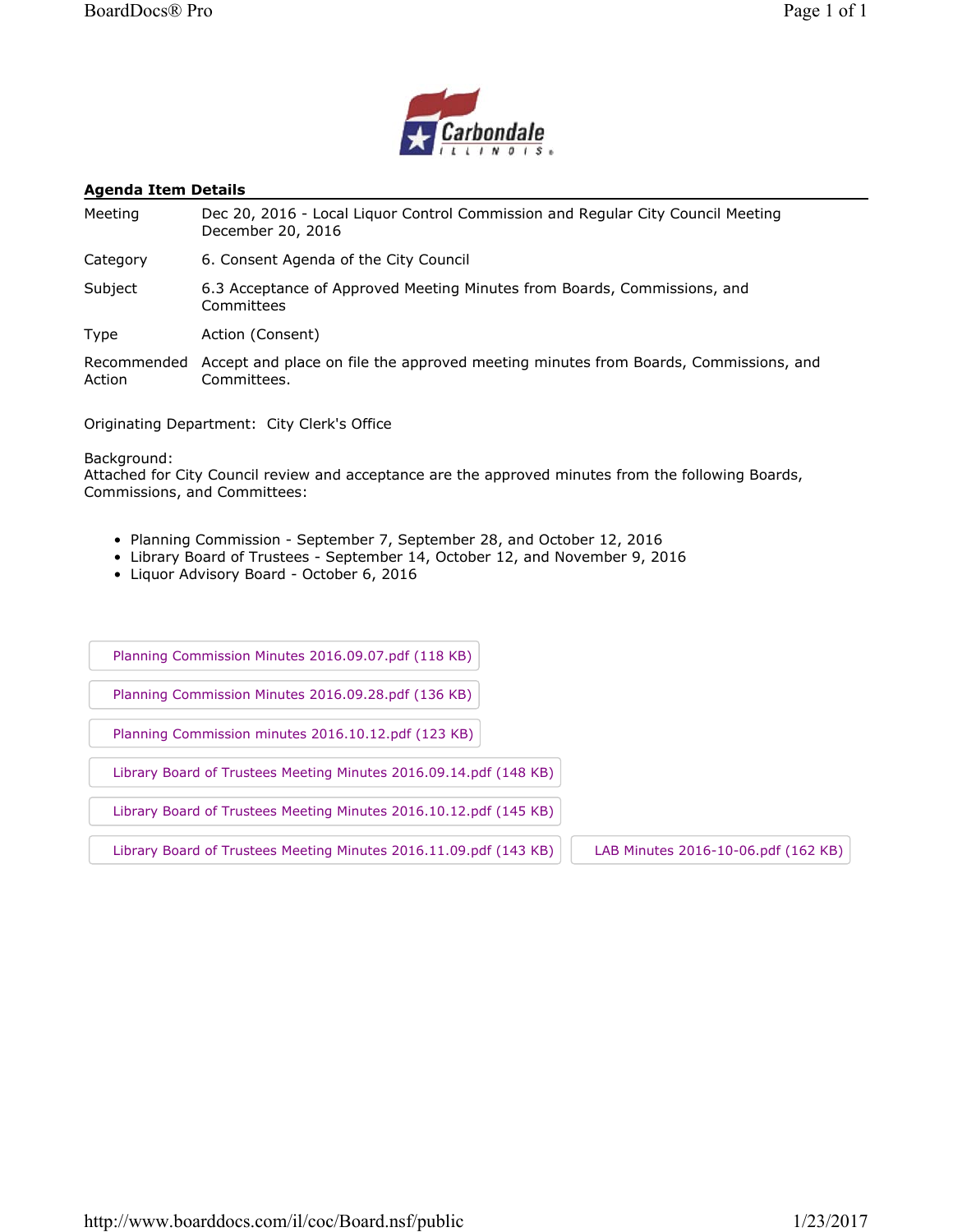Carbondale
ILLINOIS

## Agenda Item Details

| | |
|---|---|
| Meeting | Dec 20, 2016 - Local Liquor Control Commission and Regular City Council Meeting December 20, 2016 |
| Category | 6. Consent Agenda of the City Council |
| Subject | 6.3 Acceptance of Approved Meeting Minutes from Boards, Commissions, and Committees |
| Type | Action (Consent) |
| Recommended Action | Accept and place on file the approved meeting minutes from Boards, Commissions, and Committees. |

Originating Department: City Clerk's Office

Background:
Attached for City Council review and acceptance are the approved minutes from the following Boards, Commissions, and Committees:

- Planning Commission - September 7, September 28, and October 12, 2016
- Library Board of Trustees - September 14, October 12, and November 9, 2016
- Liquor Advisory Board - October 6, 2016

Planning Commission Minutes 2016.09.07.pdf (118 KB)

Planning Commission Minutes 2016.09.28.pdf (136 KB)

Planning Commission minutes 2016.10.12.pdf (123 KB)

Library Board of Trustees Meeting Minutes 2016.09.14.pdf (148 KB)

Library Board of Trustees Meeting Minutes 2016.10.12.pdf (145 KB)

Library Board of Trustees Meeting Minutes 2016.11.09.pdf (143 KB)

LAB Minutes 2016-10-06.pdf (162 KB)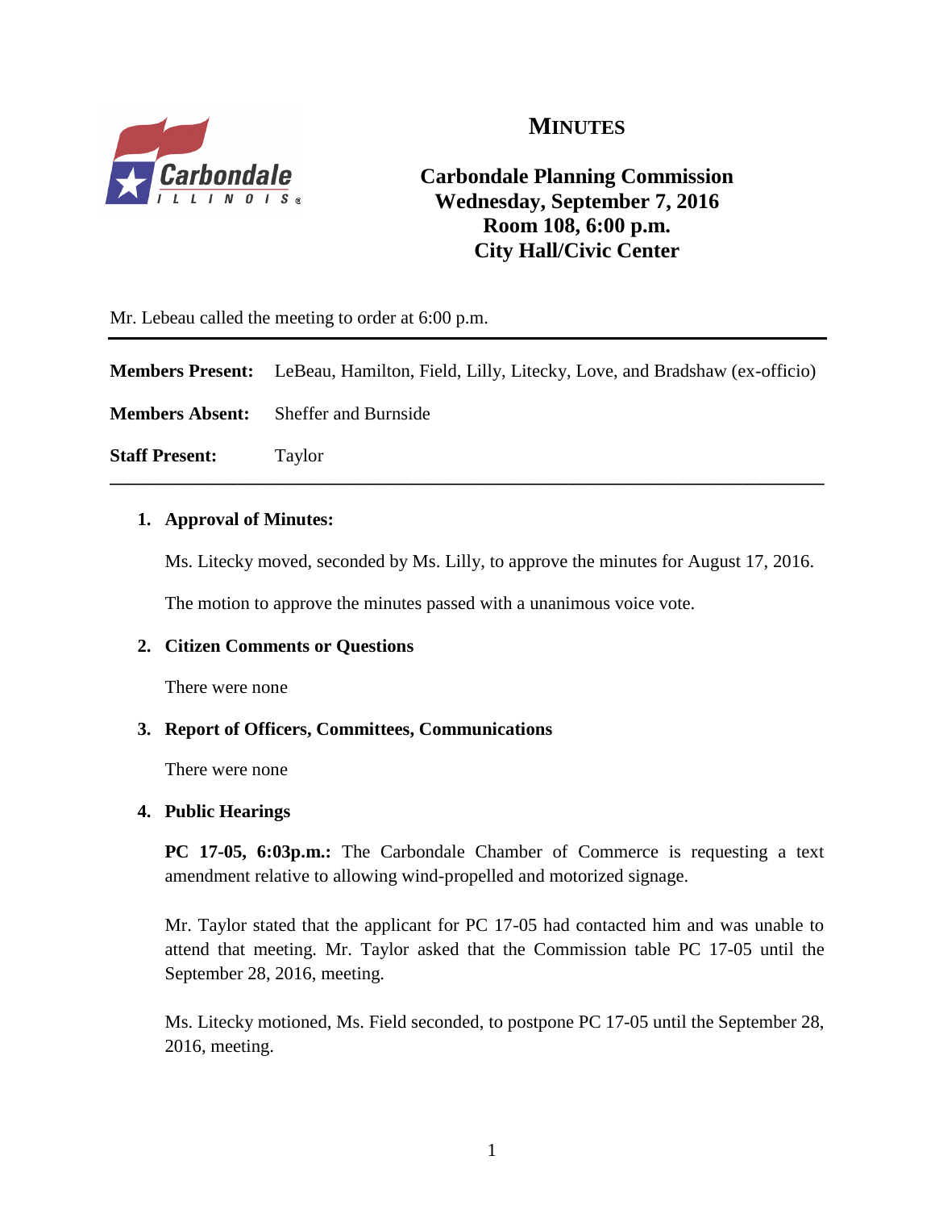# MINUTES

**Carbondale Planning Commission**
**Wednesday, September 7, 2016**
**Room 108, 6:00 p.m.**
**City Hall/Civic Center**

Mr. Lebeau called the meeting to order at 6:00 p.m.

---

**Members Present:** LeBeau, Hamilton, Field, Lilly, Litecky, Love, and Bradshaw (ex-officio)

**Members Absent:** Sheffer and Burnside

**Staff Present:** Taylor

---

1. **Approval of Minutes:**

   Ms. Litecky moved, seconded by Ms. Lilly, to approve the minutes for August 17, 2016.

   The motion to approve the minutes passed with a unanimous voice vote.

2. **Citizen Comments or Questions**

   There were none

3. **Report of Officers, Committees, Communications**

   There were none

4. **Public Hearings**

   **PC 17-05, 6:03p.m.:** The Carbondale Chamber of Commerce is requesting a text amendment relative to allowing wind-propelled and motorized signage.

   Mr. Taylor stated that the applicant for PC 17-05 had contacted him and was unable to attend that meeting. Mr. Taylor asked that the Commission table PC 17-05 until the September 28, 2016, meeting.

   Ms. Litecky motioned, Ms. Field seconded, to postpone PC 17-05 until the September 28, 2016, meeting.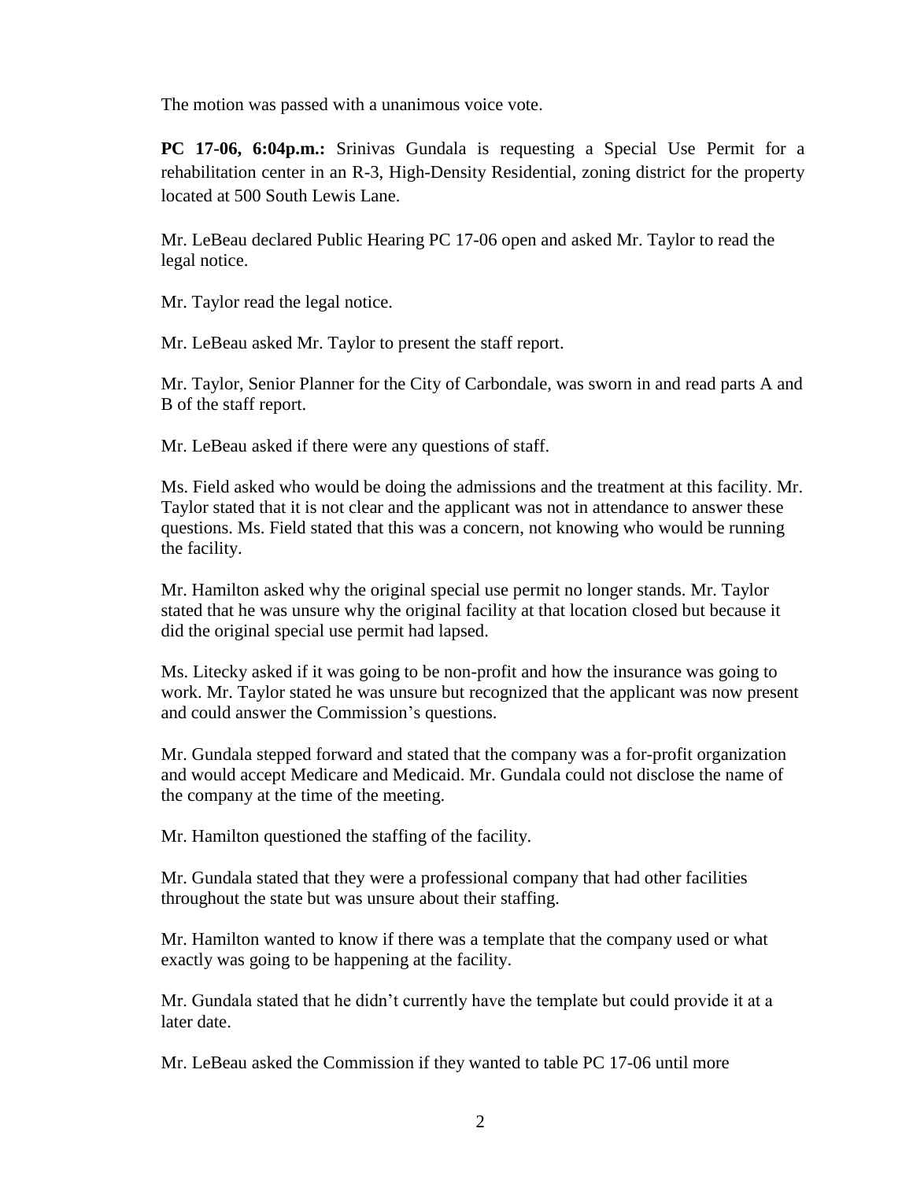The motion was passed with a unanimous voice vote.

**PC 17-06, 6:04p.m.:** Srinivas Gundala is requesting a Special Use Permit for a rehabilitation center in an R-3, High-Density Residential, zoning district for the property located at 500 South Lewis Lane.

Mr. LeBeau declared Public Hearing PC 17-06 open and asked Mr. Taylor to read the legal notice.

Mr. Taylor read the legal notice.

Mr. LeBeau asked Mr. Taylor to present the staff report.

Mr. Taylor, Senior Planner for the City of Carbondale, was sworn in and read parts A and B of the staff report.

Mr. LeBeau asked if there were any questions of staff.

Ms. Field asked who would be doing the admissions and the treatment at this facility. Mr. Taylor stated that it is not clear and the applicant was not in attendance to answer these questions. Ms. Field stated that this was a concern, not knowing who would be running the facility.

Mr. Hamilton asked why the original special use permit no longer stands. Mr. Taylor stated that he was unsure why the original facility at that location closed but because it did the original special use permit had lapsed.

Ms. Litecky asked if it was going to be non-profit and how the insurance was going to work. Mr. Taylor stated he was unsure but recognized that the applicant was now present and could answer the Commission's questions.

Mr. Gundala stepped forward and stated that the company was a for-profit organization and would accept Medicare and Medicaid. Mr. Gundala could not disclose the name of the company at the time of the meeting.

Mr. Hamilton questioned the staffing of the facility.

Mr. Gundala stated that they were a professional company that had other facilities throughout the state but was unsure about their staffing.

Mr. Hamilton wanted to know if there was a template that the company used or what exactly was going to be happening at the facility.

Mr. Gundala stated that he didn't currently have the template but could provide it at a later date.

Mr. LeBeau asked the Commission if they wanted to table PC 17-06 until more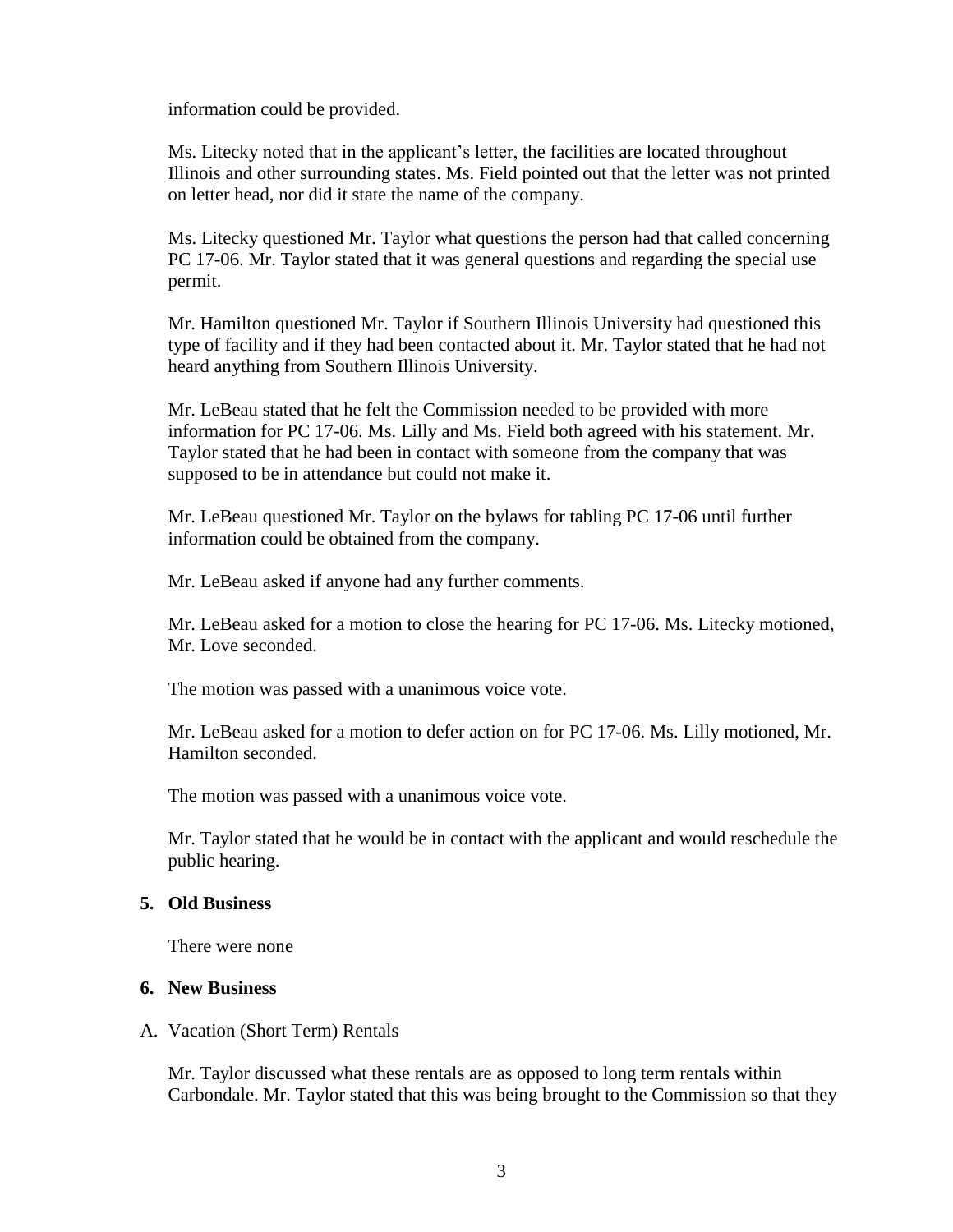information could be provided.

Ms. Litecky noted that in the applicant's letter, the facilities are located throughout Illinois and other surrounding states. Ms. Field pointed out that the letter was not printed on letter head, nor did it state the name of the company.

Ms. Litecky questioned Mr. Taylor what questions the person had that called concerning PC 17-06. Mr. Taylor stated that it was general questions and regarding the special use permit.

Mr. Hamilton questioned Mr. Taylor if Southern Illinois University had questioned this type of facility and if they had been contacted about it. Mr. Taylor stated that he had not heard anything from Southern Illinois University.

Mr. LeBeau stated that he felt the Commission needed to be provided with more information for PC 17-06. Ms. Lilly and Ms. Field both agreed with his statement. Mr. Taylor stated that he had been in contact with someone from the company that was supposed to be in attendance but could not make it.

Mr. LeBeau questioned Mr. Taylor on the bylaws for tabling PC 17-06 until further information could be obtained from the company.

Mr. LeBeau asked if anyone had any further comments.

Mr. LeBeau asked for a motion to close the hearing for PC 17-06. Ms. Litecky motioned, Mr. Love seconded.

The motion was passed with a unanimous voice vote.

Mr. LeBeau asked for a motion to defer action on for PC 17-06. Ms. Lilly motioned, Mr. Hamilton seconded.

The motion was passed with a unanimous voice vote.

Mr. Taylor stated that he would be in contact with the applicant and would reschedule the public hearing.

## 5. Old Business

There were none

## 6. New Business

A. Vacation (Short Term) Rentals

Mr. Taylor discussed what these rentals are as opposed to long term rentals within Carbondale. Mr. Taylor stated that this was being brought to the Commission so that they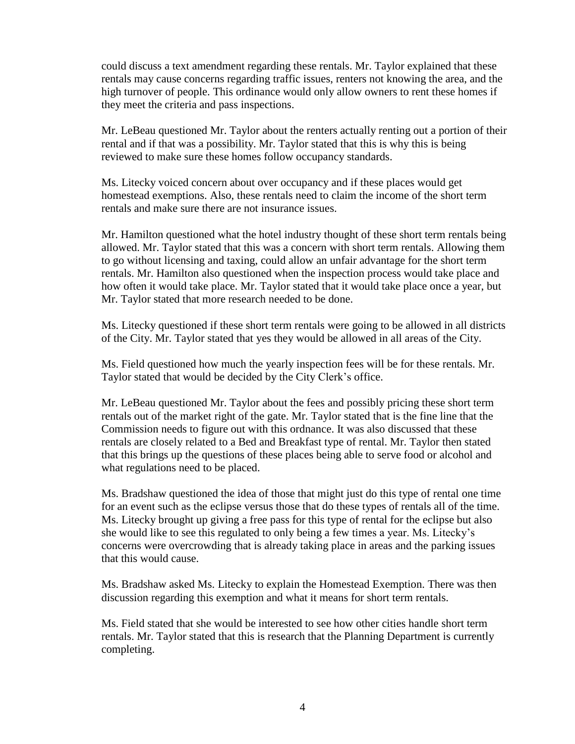could discuss a text amendment regarding these rentals. Mr. Taylor explained that these rentals may cause concerns regarding traffic issues, renters not knowing the area, and the high turnover of people. This ordinance would only allow owners to rent these homes if they meet the criteria and pass inspections.

Mr. LeBeau questioned Mr. Taylor about the renters actually renting out a portion of their rental and if that was a possibility. Mr. Taylor stated that this is why this is being reviewed to make sure these homes follow occupancy standards.

Ms. Litecky voiced concern about over occupancy and if these places would get homestead exemptions. Also, these rentals need to claim the income of the short term rentals and make sure there are not insurance issues.

Mr. Hamilton questioned what the hotel industry thought of these short term rentals being allowed. Mr. Taylor stated that this was a concern with short term rentals. Allowing them to go without licensing and taxing, could allow an unfair advantage for the short term rentals. Mr. Hamilton also questioned when the inspection process would take place and how often it would take place. Mr. Taylor stated that it would take place once a year, but Mr. Taylor stated that more research needed to be done.

Ms. Litecky questioned if these short term rentals were going to be allowed in all districts of the City. Mr. Taylor stated that yes they would be allowed in all areas of the City.

Ms. Field questioned how much the yearly inspection fees will be for these rentals. Mr. Taylor stated that would be decided by the City Clerk's office.

Mr. LeBeau questioned Mr. Taylor about the fees and possibly pricing these short term rentals out of the market right of the gate. Mr. Taylor stated that is the fine line that the Commission needs to figure out with this ordnance. It was also discussed that these rentals are closely related to a Bed and Breakfast type of rental. Mr. Taylor then stated that this brings up the questions of these places being able to serve food or alcohol and what regulations need to be placed.

Ms. Bradshaw questioned the idea of those that might just do this type of rental one time for an event such as the eclipse versus those that do these types of rentals all of the time. Ms. Litecky brought up giving a free pass for this type of rental for the eclipse but also she would like to see this regulated to only being a few times a year. Ms. Litecky's concerns were overcrowding that is already taking place in areas and the parking issues that this would cause.

Ms. Bradshaw asked Ms. Litecky to explain the Homestead Exemption. There was then discussion regarding this exemption and what it means for short term rentals.

Ms. Field stated that she would be interested to see how other cities handle short term rentals. Mr. Taylor stated that this is research that the Planning Department is currently completing.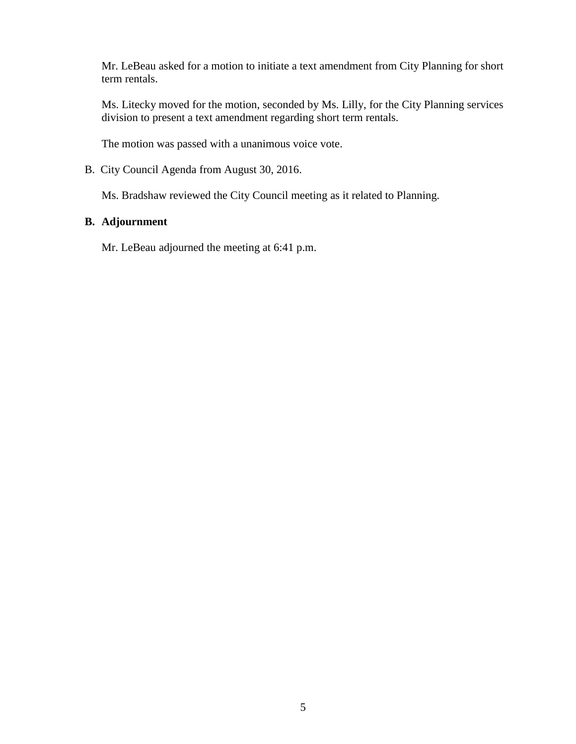Mr. LeBeau asked for a motion to initiate a text amendment from City Planning for short term rentals.

Ms. Litecky moved for the motion, seconded by Ms. Lilly, for the City Planning services division to present a text amendment regarding short term rentals.

The motion was passed with a unanimous voice vote.

B. City Council Agenda from August 30, 2016.

Ms. Bradshaw reviewed the City Council meeting as it related to Planning.

**B. Adjournment**

Mr. LeBeau adjourned the meeting at 6:41 p.m.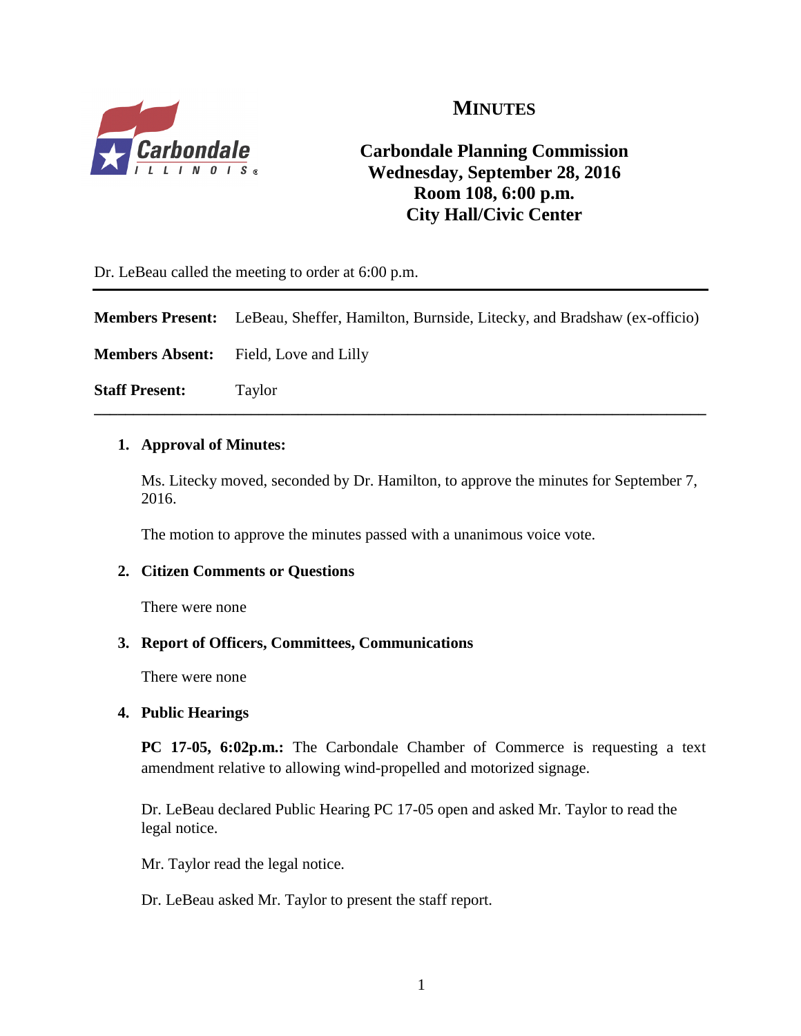# MINUTES

## Carbondale Planning Commission
## Wednesday, September 28, 2016
## Room 108, 6:00 p.m.
## City Hall/Civic Center

Dr. LeBeau called the meeting to order at 6:00 p.m.

---

**Members Present:** LeBeau, Sheffer, Hamilton, Burnside, Litecky, and Bradshaw (ex-officio)

**Members Absent:** Field, Love and Lilly

**Staff Present:** Taylor

---

1. **Approval of Minutes:**

   Ms. Litecky moved, seconded by Dr. Hamilton, to approve the minutes for September 7, 2016.

   The motion to approve the minutes passed with a unanimous voice vote.

2. **Citizen Comments or Questions**

   There were none

3. **Report of Officers, Committees, Communications**

   There were none

4. **Public Hearings**

   **PC 17-05, 6:02p.m.:** The Carbondale Chamber of Commerce is requesting a text amendment relative to allowing wind-propelled and motorized signage.

   Dr. LeBeau declared Public Hearing PC 17-05 open and asked Mr. Taylor to read the legal notice.

   Mr. Taylor read the legal notice.

   Dr. LeBeau asked Mr. Taylor to present the staff report.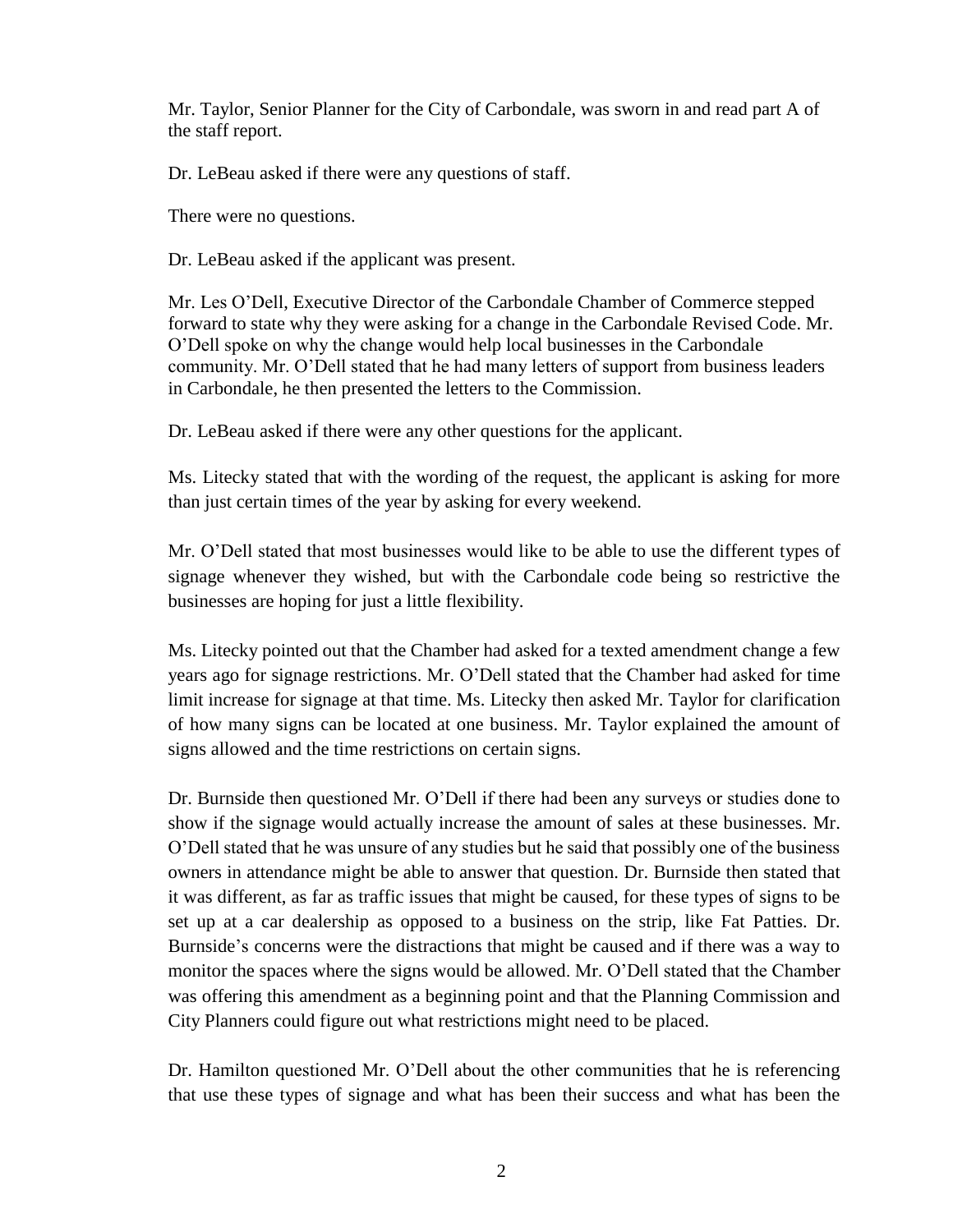Mr. Taylor, Senior Planner for the City of Carbondale, was sworn in and read part A of the staff report.

Dr. LeBeau asked if there were any questions of staff.

There were no questions.

Dr. LeBeau asked if the applicant was present.

Mr. Les O'Dell, Executive Director of the Carbondale Chamber of Commerce stepped forward to state why they were asking for a change in the Carbondale Revised Code. Mr. O'Dell spoke on why the change would help local businesses in the Carbondale community. Mr. O'Dell stated that he had many letters of support from business leaders in Carbondale, he then presented the letters to the Commission.

Dr. LeBeau asked if there were any other questions for the applicant.

Ms. Litecky stated that with the wording of the request, the applicant is asking for more than just certain times of the year by asking for every weekend.

Mr. O'Dell stated that most businesses would like to be able to use the different types of signage whenever they wished, but with the Carbondale code being so restrictive the businesses are hoping for just a little flexibility.

Ms. Litecky pointed out that the Chamber had asked for a texted amendment change a few years ago for signage restrictions. Mr. O'Dell stated that the Chamber had asked for time limit increase for signage at that time. Ms. Litecky then asked Mr. Taylor for clarification of how many signs can be located at one business. Mr. Taylor explained the amount of signs allowed and the time restrictions on certain signs.

Dr. Burnside then questioned Mr. O'Dell if there had been any surveys or studies done to show if the signage would actually increase the amount of sales at these businesses. Mr. O'Dell stated that he was unsure of any studies but he said that possibly one of the business owners in attendance might be able to answer that question. Dr. Burnside then stated that it was different, as far as traffic issues that might be caused, for these types of signs to be set up at a car dealership as opposed to a business on the strip, like Fat Patties. Dr. Burnside's concerns were the distractions that might be caused and if there was a way to monitor the spaces where the signs would be allowed. Mr. O'Dell stated that the Chamber was offering this amendment as a beginning point and that the Planning Commission and City Planners could figure out what restrictions might need to be placed.

Dr. Hamilton questioned Mr. O'Dell about the other communities that he is referencing that use these types of signage and what has been their success and what has been the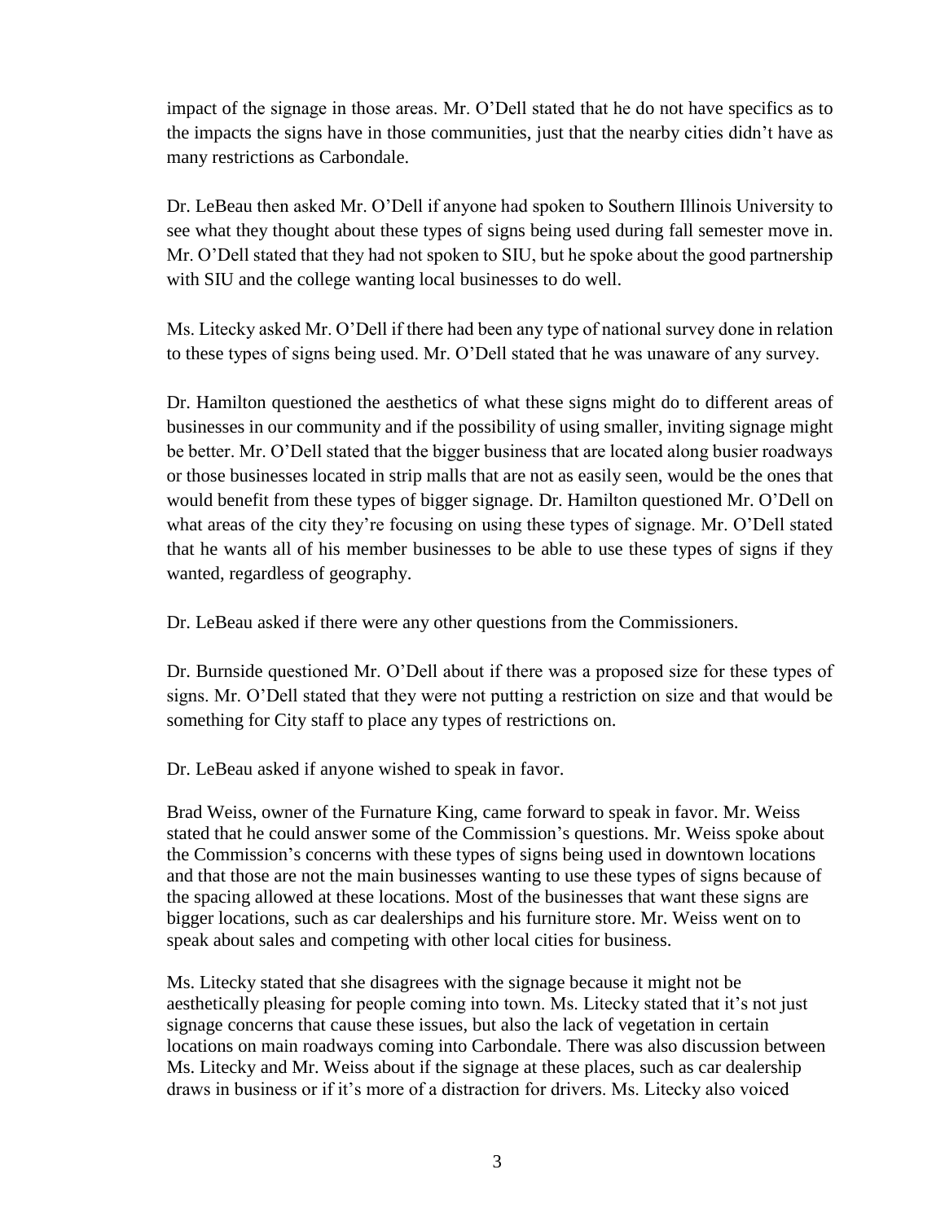impact of the signage in those areas. Mr. O'Dell stated that he do not have specifics as to the impacts the signs have in those communities, just that the nearby cities didn't have as many restrictions as Carbondale.

Dr. LeBeau then asked Mr. O'Dell if anyone had spoken to Southern Illinois University to see what they thought about these types of signs being used during fall semester move in. Mr. O'Dell stated that they had not spoken to SIU, but he spoke about the good partnership with SIU and the college wanting local businesses to do well.

Ms. Litecky asked Mr. O'Dell if there had been any type of national survey done in relation to these types of signs being used. Mr. O'Dell stated that he was unaware of any survey.

Dr. Hamilton questioned the aesthetics of what these signs might do to different areas of businesses in our community and if the possibility of using smaller, inviting signage might be better. Mr. O'Dell stated that the bigger business that are located along busier roadways or those businesses located in strip malls that are not as easily seen, would be the ones that would benefit from these types of bigger signage. Dr. Hamilton questioned Mr. O'Dell on what areas of the city they're focusing on using these types of signage. Mr. O'Dell stated that he wants all of his member businesses to be able to use these types of signs if they wanted, regardless of geography.

Dr. LeBeau asked if there were any other questions from the Commissioners.

Dr. Burnside questioned Mr. O'Dell about if there was a proposed size for these types of signs. Mr. O'Dell stated that they were not putting a restriction on size and that would be something for City staff to place any types of restrictions on.

Dr. LeBeau asked if anyone wished to speak in favor.

Brad Weiss, owner of the Furnature King, came forward to speak in favor. Mr. Weiss stated that he could answer some of the Commission's questions. Mr. Weiss spoke about the Commission's concerns with these types of signs being used in downtown locations and that those are not the main businesses wanting to use these types of signs because of the spacing allowed at these locations. Most of the businesses that want these signs are bigger locations, such as car dealerships and his furniture store. Mr. Weiss went on to speak about sales and competing with other local cities for business.

Ms. Litecky stated that she disagrees with the signage because it might not be aesthetically pleasing for people coming into town. Ms. Litecky stated that it's not just signage concerns that cause these issues, but also the lack of vegetation in certain locations on main roadways coming into Carbondale. There was also discussion between Ms. Litecky and Mr. Weiss about if the signage at these places, such as car dealership draws in business or if it's more of a distraction for drivers. Ms. Litecky also voiced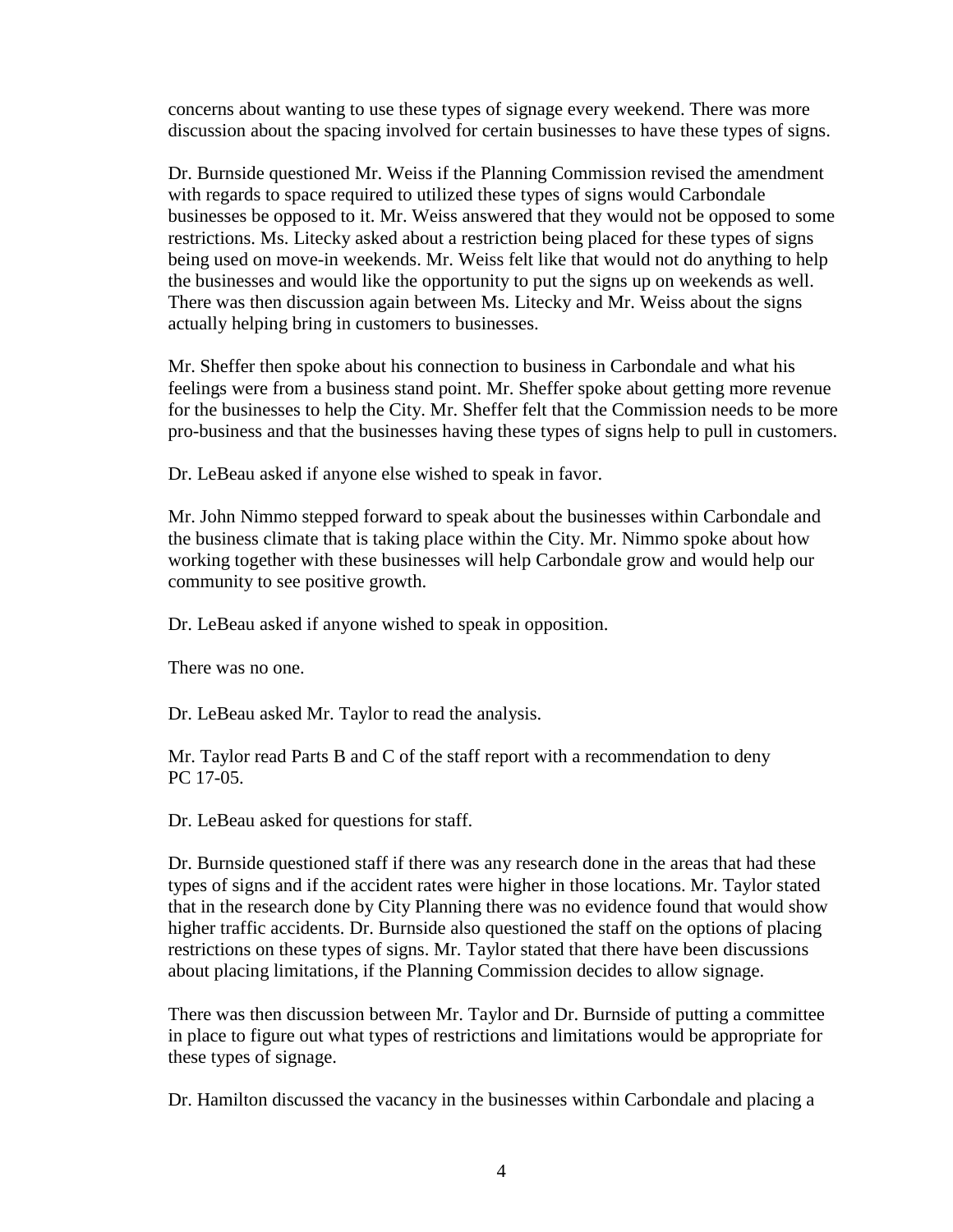concerns about wanting to use these types of signage every weekend. There was more discussion about the spacing involved for certain businesses to have these types of signs.

Dr. Burnside questioned Mr. Weiss if the Planning Commission revised the amendment with regards to space required to utilized these types of signs would Carbondale businesses be opposed to it. Mr. Weiss answered that they would not be opposed to some restrictions. Ms. Litecky asked about a restriction being placed for these types of signs being used on move-in weekends. Mr. Weiss felt like that would not do anything to help the businesses and would like the opportunity to put the signs up on weekends as well. There was then discussion again between Ms. Litecky and Mr. Weiss about the signs actually helping bring in customers to businesses.

Mr. Sheffer then spoke about his connection to business in Carbondale and what his feelings were from a business stand point. Mr. Sheffer spoke about getting more revenue for the businesses to help the City. Mr. Sheffer felt that the Commission needs to be more pro-business and that the businesses having these types of signs help to pull in customers.

Dr. LeBeau asked if anyone else wished to speak in favor.

Mr. John Nimmo stepped forward to speak about the businesses within Carbondale and the business climate that is taking place within the City. Mr. Nimmo spoke about how working together with these businesses will help Carbondale grow and would help our community to see positive growth.

Dr. LeBeau asked if anyone wished to speak in opposition.

There was no one.

Dr. LeBeau asked Mr. Taylor to read the analysis.

Mr. Taylor read Parts B and C of the staff report with a recommendation to deny PC 17-05.

Dr. LeBeau asked for questions for staff.

Dr. Burnside questioned staff if there was any research done in the areas that had these types of signs and if the accident rates were higher in those locations. Mr. Taylor stated that in the research done by City Planning there was no evidence found that would show higher traffic accidents. Dr. Burnside also questioned the staff on the options of placing restrictions on these types of signs. Mr. Taylor stated that there have been discussions about placing limitations, if the Planning Commission decides to allow signage.

There was then discussion between Mr. Taylor and Dr. Burnside of putting a committee in place to figure out what types of restrictions and limitations would be appropriate for these types of signage.

Dr. Hamilton discussed the vacancy in the businesses within Carbondale and placing a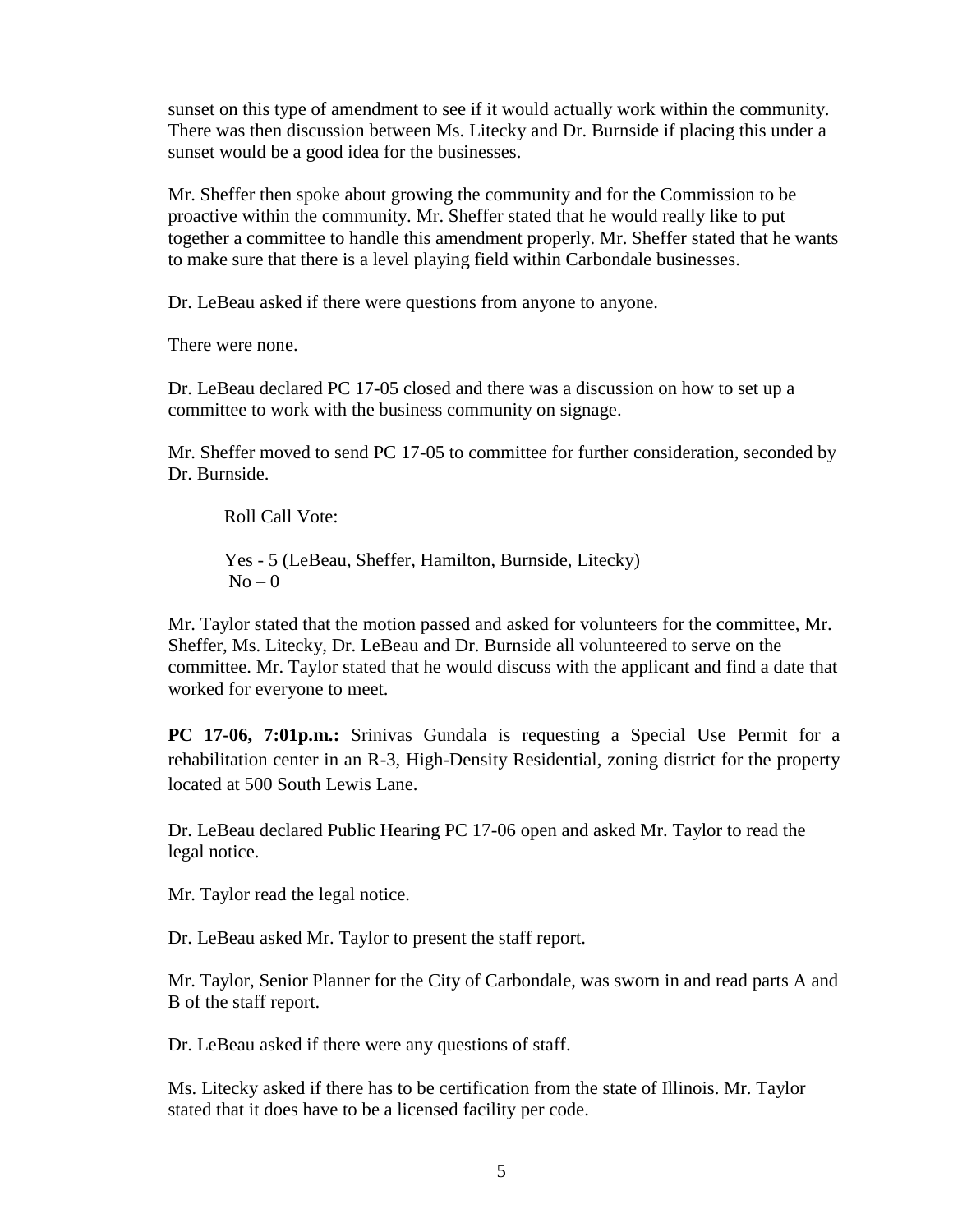sunset on this type of amendment to see if it would actually work within the community. There was then discussion between Ms. Litecky and Dr. Burnside if placing this under a sunset would be a good idea for the businesses.

Mr. Sheffer then spoke about growing the community and for the Commission to be proactive within the community. Mr. Sheffer stated that he would really like to put together a committee to handle this amendment properly. Mr. Sheffer stated that he wants to make sure that there is a level playing field within Carbondale businesses.

Dr. LeBeau asked if there were questions from anyone to anyone.

There were none.

Dr. LeBeau declared PC 17-05 closed and there was a discussion on how to set up a committee to work with the business community on signage.

Mr. Sheffer moved to send PC 17-05 to committee for further consideration, seconded by Dr. Burnside.

Roll Call Vote:

Yes - 5 (LeBeau, Sheffer, Hamilton, Burnside, Litecky)
No – 0

Mr. Taylor stated that the motion passed and asked for volunteers for the committee, Mr. Sheffer, Ms. Litecky, Dr. LeBeau and Dr. Burnside all volunteered to serve on the committee. Mr. Taylor stated that he would discuss with the applicant and find a date that worked for everyone to meet.

**PC 17-06, 7:01p.m.:** Srinivas Gundala is requesting a Special Use Permit for a rehabilitation center in an R-3, High-Density Residential, zoning district for the property located at 500 South Lewis Lane.

Dr. LeBeau declared Public Hearing PC 17-06 open and asked Mr. Taylor to read the legal notice.

Mr. Taylor read the legal notice.

Dr. LeBeau asked Mr. Taylor to present the staff report.

Mr. Taylor, Senior Planner for the City of Carbondale, was sworn in and read parts A and B of the staff report.

Dr. LeBeau asked if there were any questions of staff.

Ms. Litecky asked if there has to be certification from the state of Illinois. Mr. Taylor stated that it does have to be a licensed facility per code.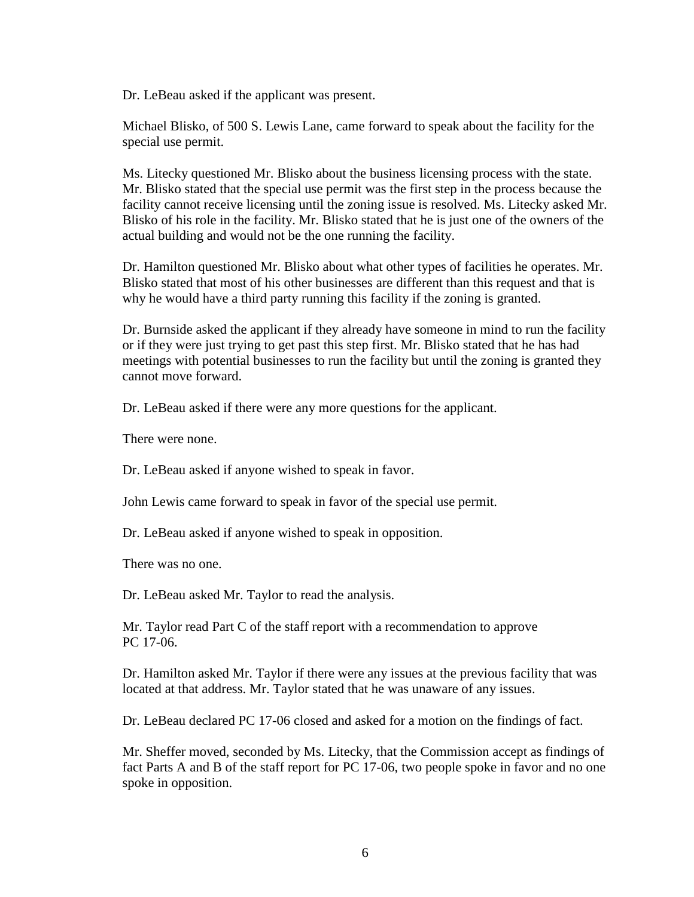Dr. LeBeau asked if the applicant was present.

Michael Blisko, of 500 S. Lewis Lane, came forward to speak about the facility for the special use permit.

Ms. Litecky questioned Mr. Blisko about the business licensing process with the state. Mr. Blisko stated that the special use permit was the first step in the process because the facility cannot receive licensing until the zoning issue is resolved. Ms. Litecky asked Mr. Blisko of his role in the facility. Mr. Blisko stated that he is just one of the owners of the actual building and would not be the one running the facility.

Dr. Hamilton questioned Mr. Blisko about what other types of facilities he operates. Mr. Blisko stated that most of his other businesses are different than this request and that is why he would have a third party running this facility if the zoning is granted.

Dr. Burnside asked the applicant if they already have someone in mind to run the facility or if they were just trying to get past this step first. Mr. Blisko stated that he has had meetings with potential businesses to run the facility but until the zoning is granted they cannot move forward.

Dr. LeBeau asked if there were any more questions for the applicant.

There were none.

Dr. LeBeau asked if anyone wished to speak in favor.

John Lewis came forward to speak in favor of the special use permit.

Dr. LeBeau asked if anyone wished to speak in opposition.

There was no one.

Dr. LeBeau asked Mr. Taylor to read the analysis.

Mr. Taylor read Part C of the staff report with a recommendation to approve PC 17-06.

Dr. Hamilton asked Mr. Taylor if there were any issues at the previous facility that was located at that address. Mr. Taylor stated that he was unaware of any issues.

Dr. LeBeau declared PC 17-06 closed and asked for a motion on the findings of fact.

Mr. Sheffer moved, seconded by Ms. Litecky, that the Commission accept as findings of fact Parts A and B of the staff report for PC 17-06, two people spoke in favor and no one spoke in opposition.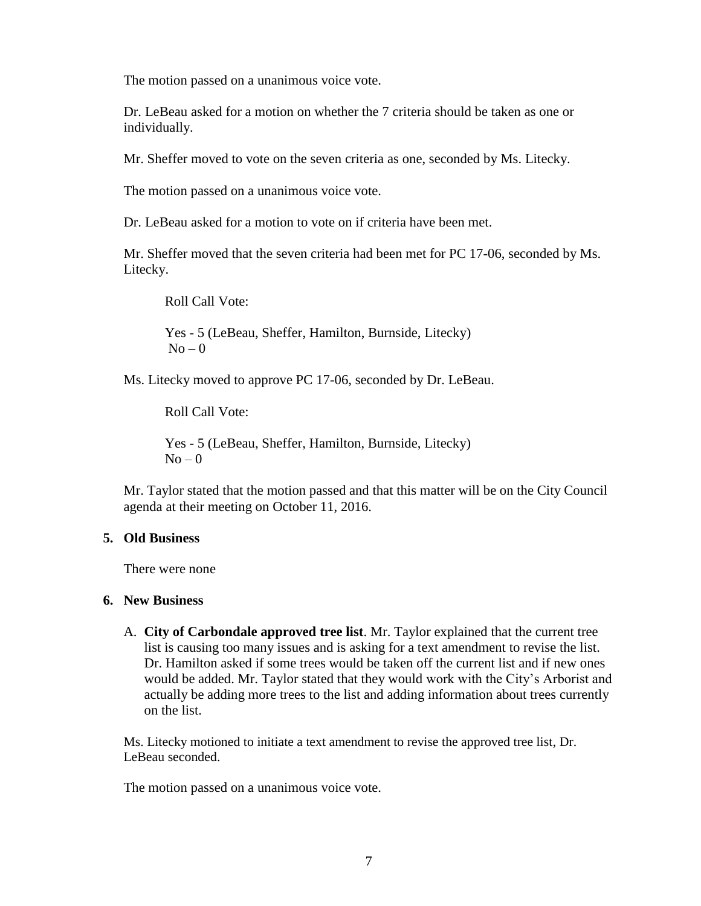The motion passed on a unanimous voice vote.

Dr. LeBeau asked for a motion on whether the 7 criteria should be taken as one or individually.

Mr. Sheffer moved to vote on the seven criteria as one, seconded by Ms. Litecky.

The motion passed on a unanimous voice vote.

Dr. LeBeau asked for a motion to vote on if criteria have been met.

Mr. Sheffer moved that the seven criteria had been met for PC 17-06, seconded by Ms. Litecky.

> Roll Call Vote:
>
> Yes - 5 (LeBeau, Sheffer, Hamilton, Burnside, Litecky)
> No – 0

Ms. Litecky moved to approve PC 17-06, seconded by Dr. LeBeau.

> Roll Call Vote:
>
> Yes - 5 (LeBeau, Sheffer, Hamilton, Burnside, Litecky)
> No – 0

Mr. Taylor stated that the motion passed and that this matter will be on the City Council agenda at their meeting on October 11, 2016.

**5. Old Business**

There were none

**6. New Business**

A. **City of Carbondale approved tree list**. Mr. Taylor explained that the current tree list is causing too many issues and is asking for a text amendment to revise the list. Dr. Hamilton asked if some trees would be taken off the current list and if new ones would be added. Mr. Taylor stated that they would work with the City's Arborist and actually be adding more trees to the list and adding information about trees currently on the list.

Ms. Litecky motioned to initiate a text amendment to revise the approved tree list, Dr. LeBeau seconded.

The motion passed on a unanimous voice vote.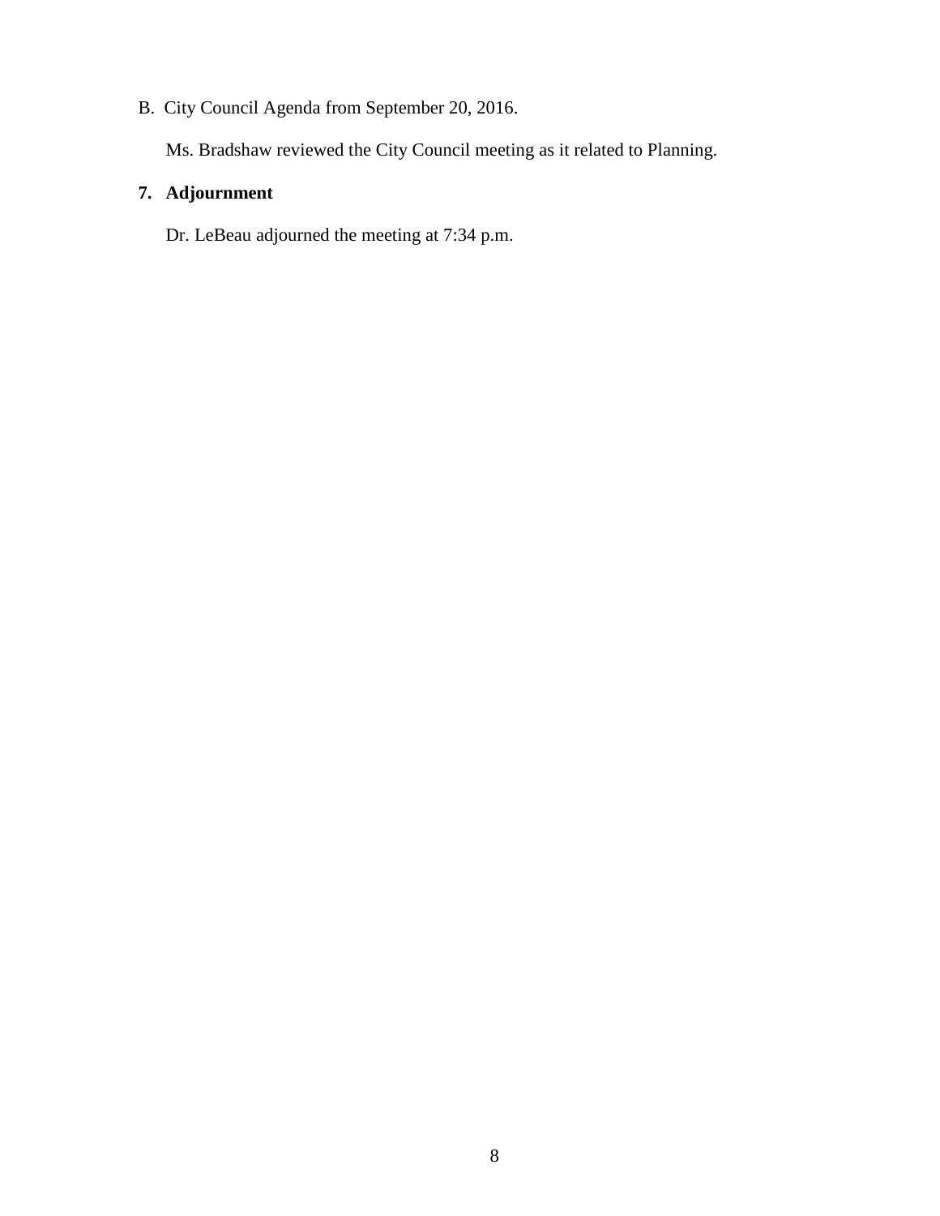B. City Council Agenda from September 20, 2016.

Ms. Bradshaw reviewed the City Council meeting as it related to Planning.

## 7. Adjournment

Dr. LeBeau adjourned the meeting at 7:34 p.m.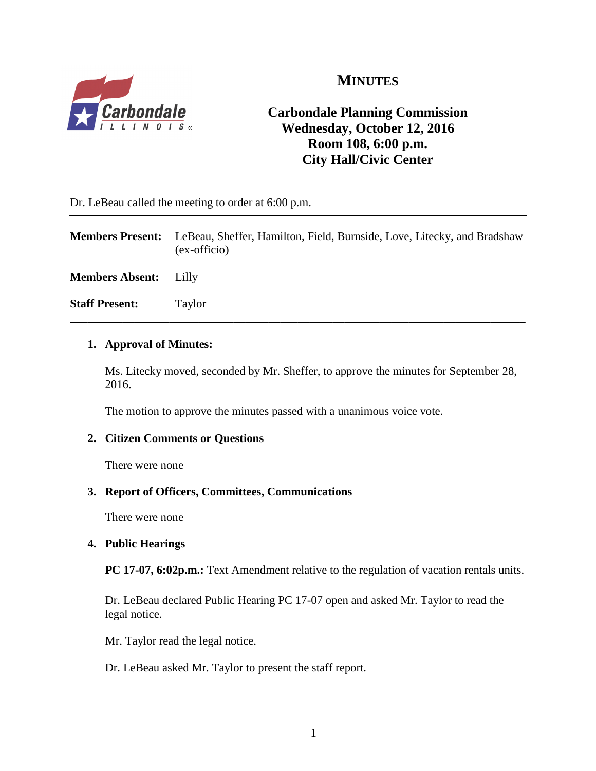# MINUTES

## Carbondale Planning Commission
## Wednesday, October 12, 2016
## Room 108, 6:00 p.m.
## City Hall/Civic Center

Dr. LeBeau called the meeting to order at 6:00 p.m.

---

**Members Present:** LeBeau, Sheffer, Hamilton, Field, Burnside, Love, Litecky, and Bradshaw (ex-officio)

**Members Absent:** Lilly

**Staff Present:** Taylor

---

1. **Approval of Minutes:**

   Ms. Litecky moved, seconded by Mr. Sheffer, to approve the minutes for September 28, 2016.

   The motion to approve the minutes passed with a unanimous voice vote.

2. **Citizen Comments or Questions**

   There were none

3. **Report of Officers, Committees, Communications**

   There were none

4. **Public Hearings**

   **PC 17-07, 6:02p.m.:** Text Amendment relative to the regulation of vacation rentals units.

   Dr. LeBeau declared Public Hearing PC 17-07 open and asked Mr. Taylor to read the legal notice.

   Mr. Taylor read the legal notice.

   Dr. LeBeau asked Mr. Taylor to present the staff report.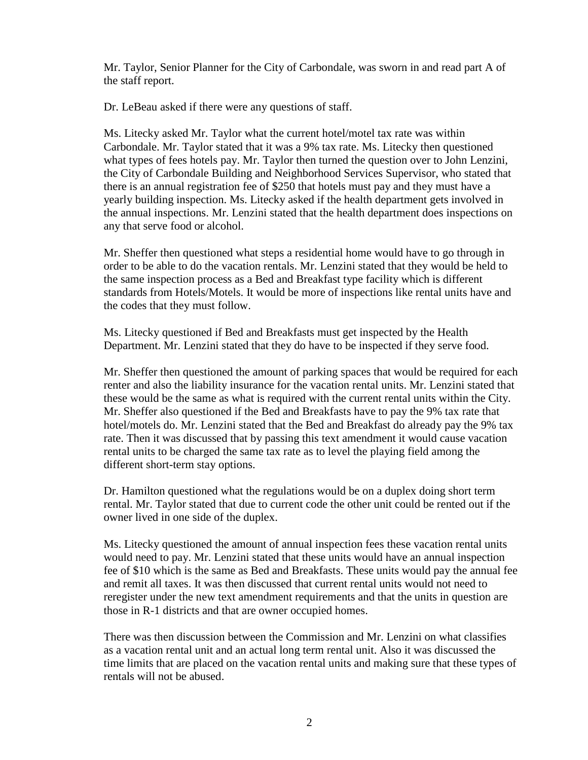Mr. Taylor, Senior Planner for the City of Carbondale, was sworn in and read part A of the staff report.

Dr. LeBeau asked if there were any questions of staff.

Ms. Litecky asked Mr. Taylor what the current hotel/motel tax rate was within Carbondale. Mr. Taylor stated that it was a 9% tax rate. Ms. Litecky then questioned what types of fees hotels pay. Mr. Taylor then turned the question over to John Lenzini, the City of Carbondale Building and Neighborhood Services Supervisor, who stated that there is an annual registration fee of $250 that hotels must pay and they must have a yearly building inspection. Ms. Litecky asked if the health department gets involved in the annual inspections. Mr. Lenzini stated that the health department does inspections on any that serve food or alcohol.

Mr. Sheffer then questioned what steps a residential home would have to go through in order to be able to do the vacation rentals. Mr. Lenzini stated that they would be held to the same inspection process as a Bed and Breakfast type facility which is different standards from Hotels/Motels. It would be more of inspections like rental units have and the codes that they must follow.

Ms. Litecky questioned if Bed and Breakfasts must get inspected by the Health Department. Mr. Lenzini stated that they do have to be inspected if they serve food.

Mr. Sheffer then questioned the amount of parking spaces that would be required for each renter and also the liability insurance for the vacation rental units. Mr. Lenzini stated that these would be the same as what is required with the current rental units within the City. Mr. Sheffer also questioned if the Bed and Breakfasts have to pay the 9% tax rate that hotel/motels do. Mr. Lenzini stated that the Bed and Breakfast do already pay the 9% tax rate. Then it was discussed that by passing this text amendment it would cause vacation rental units to be charged the same tax rate as to level the playing field among the different short-term stay options.

Dr. Hamilton questioned what the regulations would be on a duplex doing short term rental. Mr. Taylor stated that due to current code the other unit could be rented out if the owner lived in one side of the duplex.

Ms. Litecky questioned the amount of annual inspection fees these vacation rental units would need to pay. Mr. Lenzini stated that these units would have an annual inspection fee of $10 which is the same as Bed and Breakfasts. These units would pay the annual fee and remit all taxes. It was then discussed that current rental units would not need to reregister under the new text amendment requirements and that the units in question are those in R-1 districts and that are owner occupied homes.

There was then discussion between the Commission and Mr. Lenzini on what classifies as a vacation rental unit and an actual long term rental unit. Also it was discussed the time limits that are placed on the vacation rental units and making sure that these types of rentals will not be abused.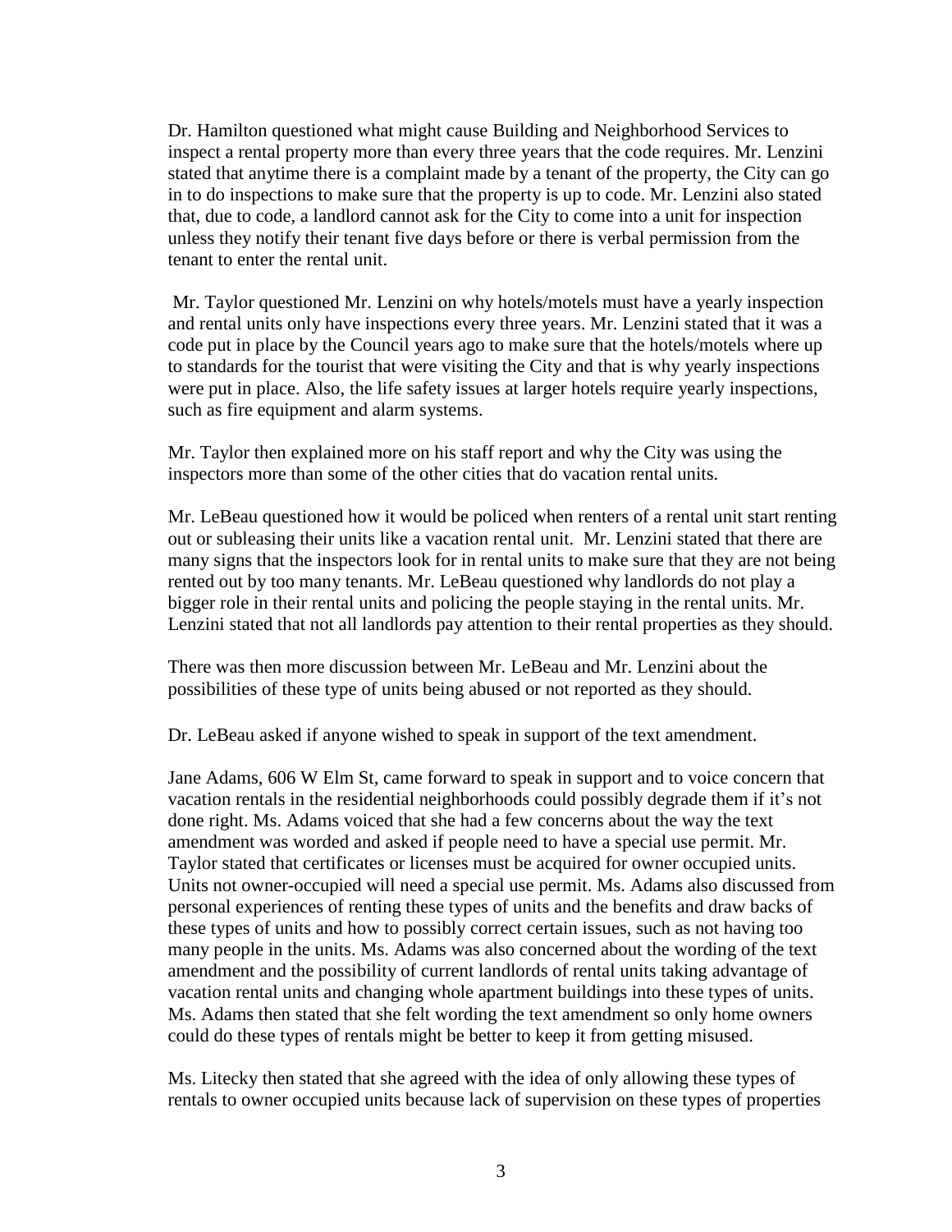Dr. Hamilton questioned what might cause Building and Neighborhood Services to inspect a rental property more than every three years that the code requires. Mr. Lenzini stated that anytime there is a complaint made by a tenant of the property, the City can go in to do inspections to make sure that the property is up to code. Mr. Lenzini also stated that, due to code, a landlord cannot ask for the City to come into a unit for inspection unless they notify their tenant five days before or there is verbal permission from the tenant to enter the rental unit.

Mr. Taylor questioned Mr. Lenzini on why hotels/motels must have a yearly inspection and rental units only have inspections every three years. Mr. Lenzini stated that it was a code put in place by the Council years ago to make sure that the hotels/motels where up to standards for the tourist that were visiting the City and that is why yearly inspections were put in place. Also, the life safety issues at larger hotels require yearly inspections, such as fire equipment and alarm systems.

Mr. Taylor then explained more on his staff report and why the City was using the inspectors more than some of the other cities that do vacation rental units.

Mr. LeBeau questioned how it would be policed when renters of a rental unit start renting out or subleasing their units like a vacation rental unit. Mr. Lenzini stated that there are many signs that the inspectors look for in rental units to make sure that they are not being rented out by too many tenants. Mr. LeBeau questioned why landlords do not play a bigger role in their rental units and policing the people staying in the rental units. Mr. Lenzini stated that not all landlords pay attention to their rental properties as they should.

There was then more discussion between Mr. LeBeau and Mr. Lenzini about the possibilities of these type of units being abused or not reported as they should.

Dr. LeBeau asked if anyone wished to speak in support of the text amendment.

Jane Adams, 606 W Elm St, came forward to speak in support and to voice concern that vacation rentals in the residential neighborhoods could possibly degrade them if it's not done right. Ms. Adams voiced that she had a few concerns about the way the text amendment was worded and asked if people need to have a special use permit. Mr. Taylor stated that certificates or licenses must be acquired for owner occupied units. Units not owner-occupied will need a special use permit. Ms. Adams also discussed from personal experiences of renting these types of units and the benefits and draw backs of these types of units and how to possibly correct certain issues, such as not having too many people in the units. Ms. Adams was also concerned about the wording of the text amendment and the possibility of current landlords of rental units taking advantage of vacation rental units and changing whole apartment buildings into these types of units. Ms. Adams then stated that she felt wording the text amendment so only home owners could do these types of rentals might be better to keep it from getting misused.

Ms. Litecky then stated that she agreed with the idea of only allowing these types of rentals to owner occupied units because lack of supervision on these types of properties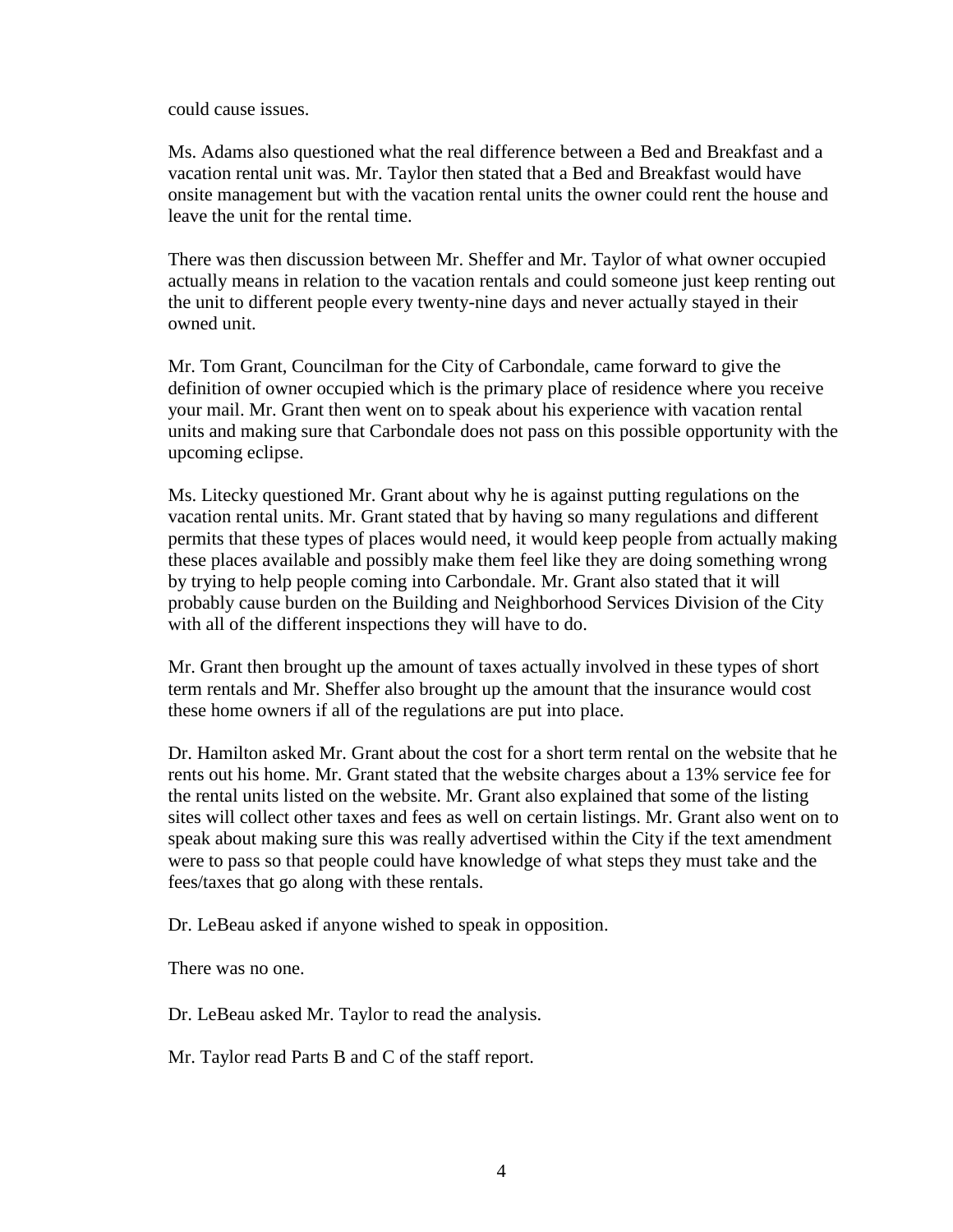could cause issues.

Ms. Adams also questioned what the real difference between a Bed and Breakfast and a vacation rental unit was. Mr. Taylor then stated that a Bed and Breakfast would have onsite management but with the vacation rental units the owner could rent the house and leave the unit for the rental time.

There was then discussion between Mr. Sheffer and Mr. Taylor of what owner occupied actually means in relation to the vacation rentals and could someone just keep renting out the unit to different people every twenty-nine days and never actually stayed in their owned unit.

Mr. Tom Grant, Councilman for the City of Carbondale, came forward to give the definition of owner occupied which is the primary place of residence where you receive your mail. Mr. Grant then went on to speak about his experience with vacation rental units and making sure that Carbondale does not pass on this possible opportunity with the upcoming eclipse.

Ms. Litecky questioned Mr. Grant about why he is against putting regulations on the vacation rental units. Mr. Grant stated that by having so many regulations and different permits that these types of places would need, it would keep people from actually making these places available and possibly make them feel like they are doing something wrong by trying to help people coming into Carbondale. Mr. Grant also stated that it will probably cause burden on the Building and Neighborhood Services Division of the City with all of the different inspections they will have to do.

Mr. Grant then brought up the amount of taxes actually involved in these types of short term rentals and Mr. Sheffer also brought up the amount that the insurance would cost these home owners if all of the regulations are put into place.

Dr. Hamilton asked Mr. Grant about the cost for a short term rental on the website that he rents out his home. Mr. Grant stated that the website charges about a 13% service fee for the rental units listed on the website. Mr. Grant also explained that some of the listing sites will collect other taxes and fees as well on certain listings. Mr. Grant also went on to speak about making sure this was really advertised within the City if the text amendment were to pass so that people could have knowledge of what steps they must take and the fees/taxes that go along with these rentals.

Dr. LeBeau asked if anyone wished to speak in opposition.

There was no one.

Dr. LeBeau asked Mr. Taylor to read the analysis.

Mr. Taylor read Parts B and C of the staff report.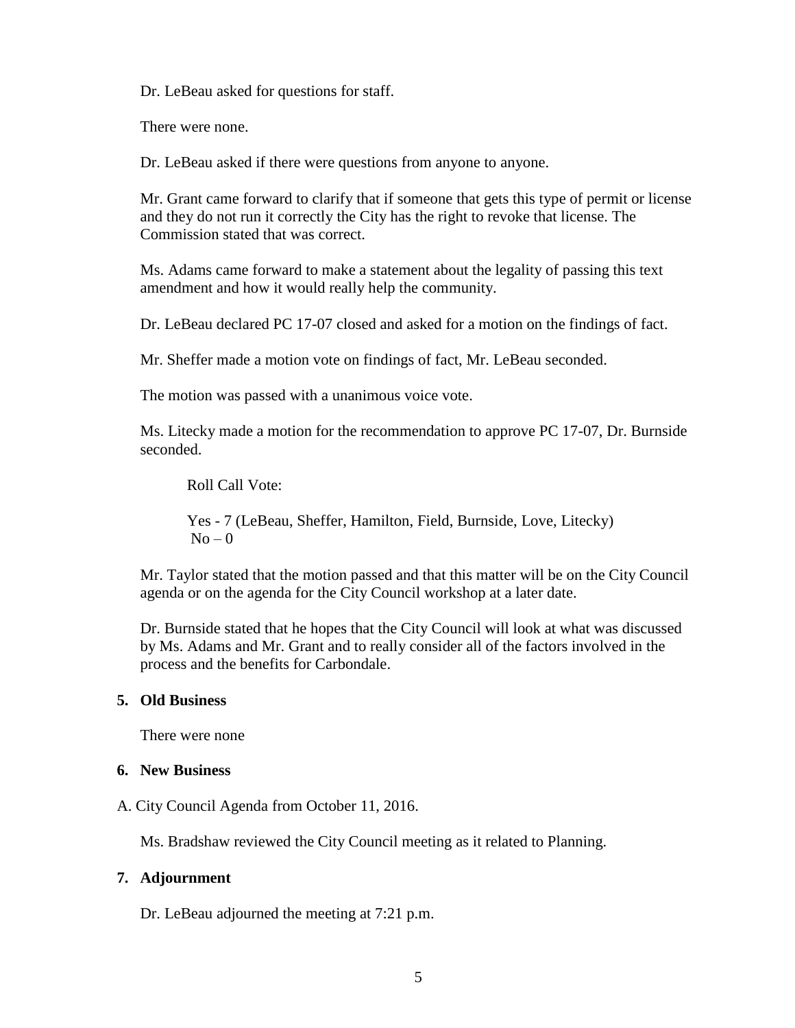Dr. LeBeau asked for questions for staff.

There were none.

Dr. LeBeau asked if there were questions from anyone to anyone.

Mr. Grant came forward to clarify that if someone that gets this type of permit or license and they do not run it correctly the City has the right to revoke that license. The Commission stated that was correct.

Ms. Adams came forward to make a statement about the legality of passing this text amendment and how it would really help the community.

Dr. LeBeau declared PC 17-07 closed and asked for a motion on the findings of fact.

Mr. Sheffer made a motion vote on findings of fact, Mr. LeBeau seconded.

The motion was passed with a unanimous voice vote.

Ms. Litecky made a motion for the recommendation to approve PC 17-07, Dr. Burnside seconded.

Roll Call Vote:

Yes - 7 (LeBeau, Sheffer, Hamilton, Field, Burnside, Love, Litecky)
No – 0

Mr. Taylor stated that the motion passed and that this matter will be on the City Council agenda or on the agenda for the City Council workshop at a later date.

Dr. Burnside stated that he hopes that the City Council will look at what was discussed by Ms. Adams and Mr. Grant and to really consider all of the factors involved in the process and the benefits for Carbondale.

**5. Old Business**

There were none

**6. New Business**

A. City Council Agenda from October 11, 2016.

Ms. Bradshaw reviewed the City Council meeting as it related to Planning.

**7. Adjournment**

Dr. LeBeau adjourned the meeting at 7:21 p.m.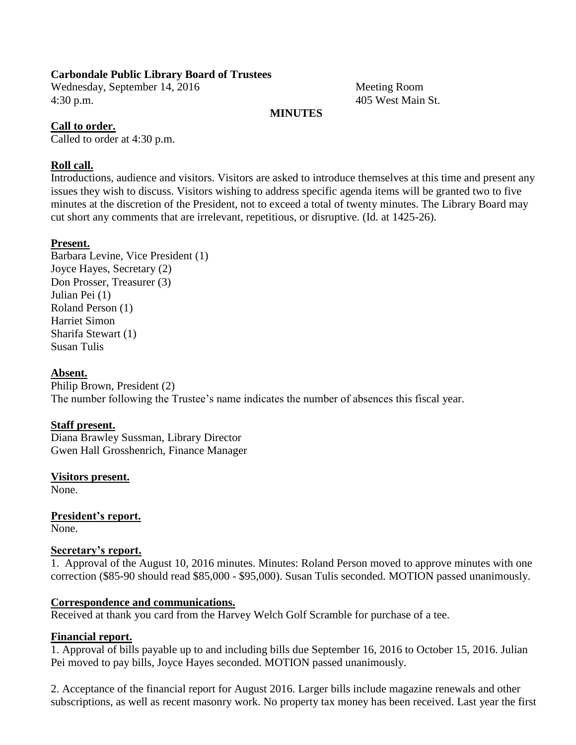**Carbondale Public Library Board of Trustees**

Wednesday, September 14, 2016 Meeting Room
4:30 p.m. 405 West Main St.

**MINUTES**

**Call to order.**
Called to order at 4:30 p.m.

**Roll call.**
Introductions, audience and visitors. Visitors are asked to introduce themselves at this time and present any issues they wish to discuss. Visitors wishing to address specific agenda items will be granted two to five minutes at the discretion of the President, not to exceed a total of twenty minutes. The Library Board may cut short any comments that are irrelevant, repetitious, or disruptive. (Id. at 1425-26).

**Present.**
Barbara Levine, Vice President (1)
Joyce Hayes, Secretary (2)
Don Prosser, Treasurer (3)
Julian Pei (1)
Roland Person (1)
Harriet Simon
Sharifa Stewart (1)
Susan Tulis

**Absent.**
Philip Brown, President (2)
The number following the Trustee's name indicates the number of absences this fiscal year.

**Staff present.**
Diana Brawley Sussman, Library Director
Gwen Hall Grosshenrich, Finance Manager

**Visitors present.**
None.

**President's report.**
None.

**Secretary's report.**
1. Approval of the August 10, 2016 minutes. Minutes: Roland Person moved to approve minutes with one correction ($85-90 should read $85,000 - $95,000). Susan Tulis seconded. MOTION passed unanimously.

**Correspondence and communications.**
Received at thank you card from the Harvey Welch Golf Scramble for purchase of a tee.

**Financial report.**
1. Approval of bills payable up to and including bills due September 16, 2016 to October 15, 2016. Julian Pei moved to pay bills, Joyce Hayes seconded. MOTION passed unanimously.

2. Acceptance of the financial report for August 2016. Larger bills include magazine renewals and other subscriptions, as well as recent masonry work. No property tax money has been received. Last year the first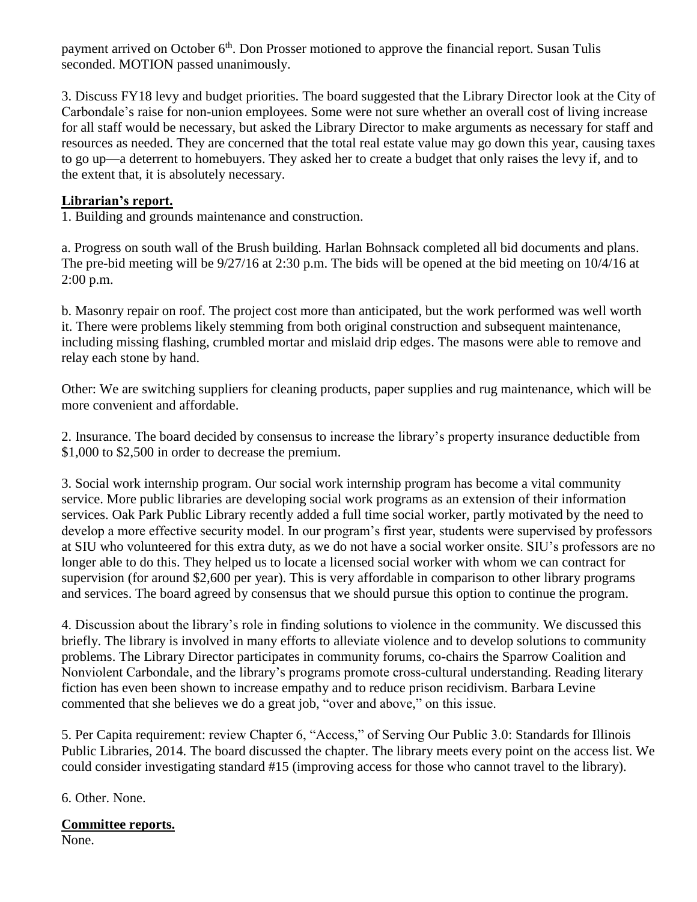payment arrived on October 6th. Don Prosser motioned to approve the financial report. Susan Tulis seconded. MOTION passed unanimously.

3. Discuss FY18 levy and budget priorities. The board suggested that the Library Director look at the City of Carbondale's raise for non-union employees. Some were not sure whether an overall cost of living increase for all staff would be necessary, but asked the Library Director to make arguments as necessary for staff and resources as needed. They are concerned that the total real estate value may go down this year, causing taxes to go up—a deterrent to homebuyers. They asked her to create a budget that only raises the levy if, and to the extent that, it is absolutely necessary.

**Librarian's report.**

1. Building and grounds maintenance and construction.

a. Progress on south wall of the Brush building. Harlan Bohnsack completed all bid documents and plans. The pre-bid meeting will be 9/27/16 at 2:30 p.m. The bids will be opened at the bid meeting on 10/4/16 at 2:00 p.m.

b. Masonry repair on roof. The project cost more than anticipated, but the work performed was well worth it. There were problems likely stemming from both original construction and subsequent maintenance, including missing flashing, crumbled mortar and mislaid drip edges. The masons were able to remove and relay each stone by hand.

Other: We are switching suppliers for cleaning products, paper supplies and rug maintenance, which will be more convenient and affordable.

2. Insurance. The board decided by consensus to increase the library's property insurance deductible from $1,000 to $2,500 in order to decrease the premium.

3. Social work internship program. Our social work internship program has become a vital community service. More public libraries are developing social work programs as an extension of their information services. Oak Park Public Library recently added a full time social worker, partly motivated by the need to develop a more effective security model. In our program's first year, students were supervised by professors at SIU who volunteered for this extra duty, as we do not have a social worker onsite. SIU's professors are no longer able to do this. They helped us to locate a licensed social worker with whom we can contract for supervision (for around $2,600 per year). This is very affordable in comparison to other library programs and services. The board agreed by consensus that we should pursue this option to continue the program.

4. Discussion about the library's role in finding solutions to violence in the community. We discussed this briefly. The library is involved in many efforts to alleviate violence and to develop solutions to community problems. The Library Director participates in community forums, co-chairs the Sparrow Coalition and Nonviolent Carbondale, and the library's programs promote cross-cultural understanding. Reading literary fiction has even been shown to increase empathy and to reduce prison recidivism. Barbara Levine commented that she believes we do a great job, "over and above," on this issue.

5. Per Capita requirement: review Chapter 6, "Access," of Serving Our Public 3.0: Standards for Illinois Public Libraries, 2014. The board discussed the chapter. The library meets every point on the access list. We could consider investigating standard #15 (improving access for those who cannot travel to the library).

6. Other. None.

**Committee reports.**

None.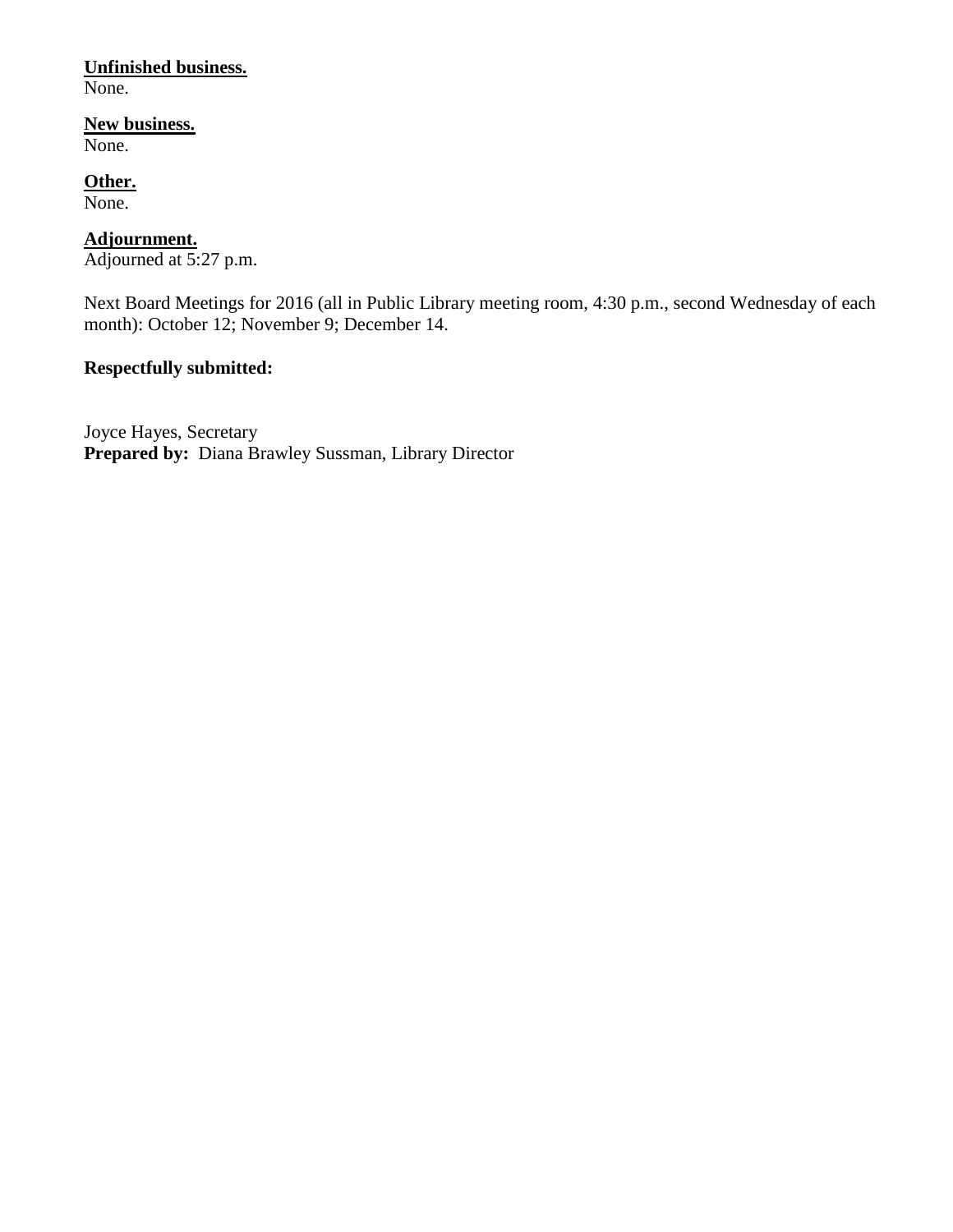**<u>Unfinished business.</u>**
None.

**<u>New business.</u>**
None.

**<u>Other.</u>**
None.

**<u>Adjournment.</u>**
Adjourned at 5:27 p.m.

Next Board Meetings for 2016 (all in Public Library meeting room, 4:30 p.m., second Wednesday of each month): October 12; November 9; December 14.

**Respectfully submitted:**

Joyce Hayes, Secretary
**Prepared by:** Diana Brawley Sussman, Library Director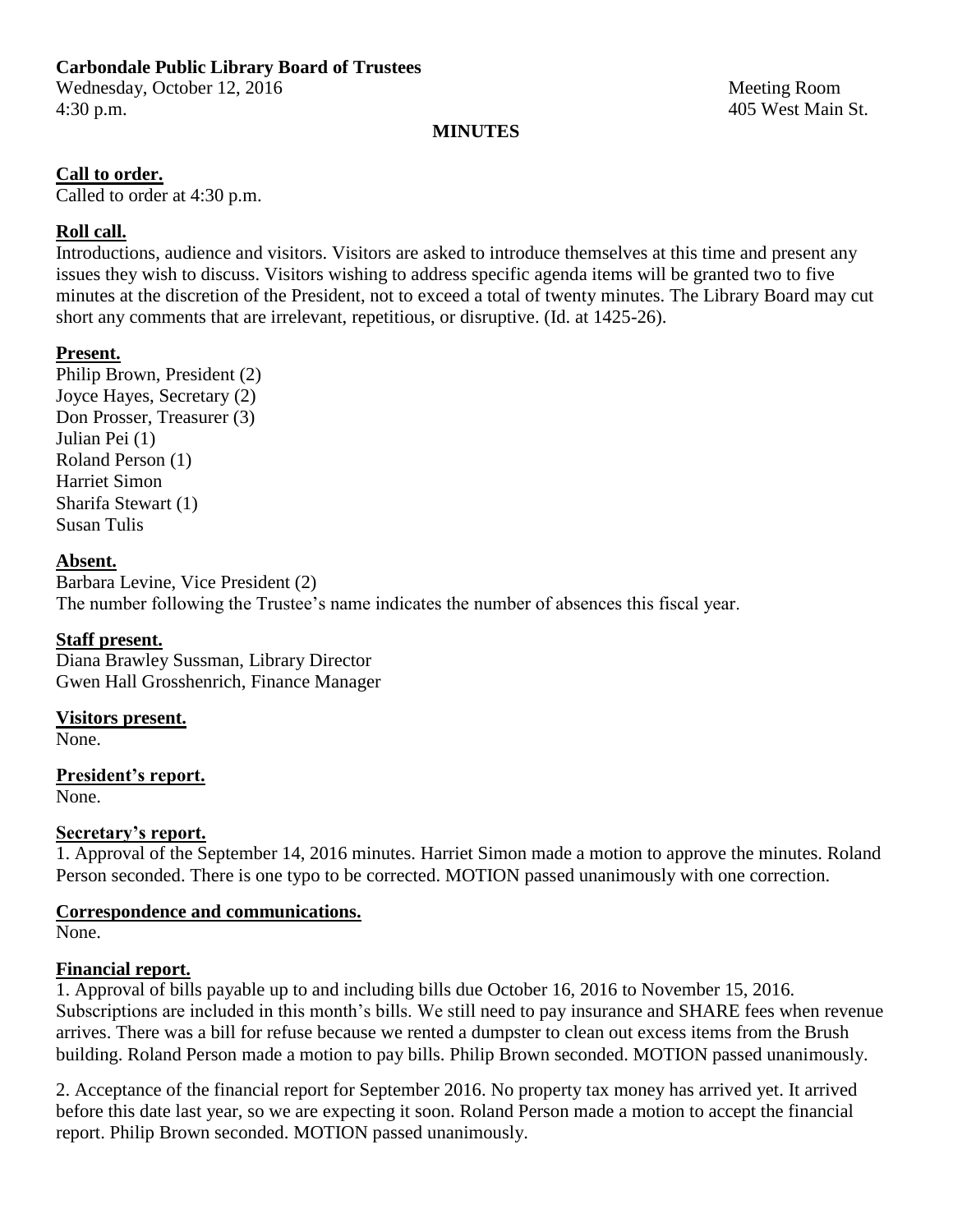**Carbondale Public Library Board of Trustees**

Wednesday, October 12, 2016 Meeting Room
4:30 p.m. 405 West Main St.

**MINUTES**

**Call to order.**
Called to order at 4:30 p.m.

**Roll call.**
Introductions, audience and visitors. Visitors are asked to introduce themselves at this time and present any issues they wish to discuss. Visitors wishing to address specific agenda items will be granted two to five minutes at the discretion of the President, not to exceed a total of twenty minutes. The Library Board may cut short any comments that are irrelevant, repetitious, or disruptive. (Id. at 1425-26).

**Present.**
Philip Brown, President (2)
Joyce Hayes, Secretary (2)
Don Prosser, Treasurer (3)
Julian Pei (1)
Roland Person (1)
Harriet Simon
Sharifa Stewart (1)
Susan Tulis

**Absent.**
Barbara Levine, Vice President (2)
The number following the Trustee's name indicates the number of absences this fiscal year.

**Staff present.**
Diana Brawley Sussman, Library Director
Gwen Hall Grosshenrich, Finance Manager

**Visitors present.**
None.

**President's report.**
None.

**Secretary's report.**
1. Approval of the September 14, 2016 minutes. Harriet Simon made a motion to approve the minutes. Roland Person seconded. There is one typo to be corrected. MOTION passed unanimously with one correction.

**Correspondence and communications.**
None.

**Financial report.**
1. Approval of bills payable up to and including bills due October 16, 2016 to November 15, 2016. Subscriptions are included in this month's bills. We still need to pay insurance and SHARE fees when revenue arrives. There was a bill for refuse because we rented a dumpster to clean out excess items from the Brush building. Roland Person made a motion to pay bills. Philip Brown seconded. MOTION passed unanimously.

2. Acceptance of the financial report for September 2016. No property tax money has arrived yet. It arrived before this date last year, so we are expecting it soon. Roland Person made a motion to accept the financial report. Philip Brown seconded. MOTION passed unanimously.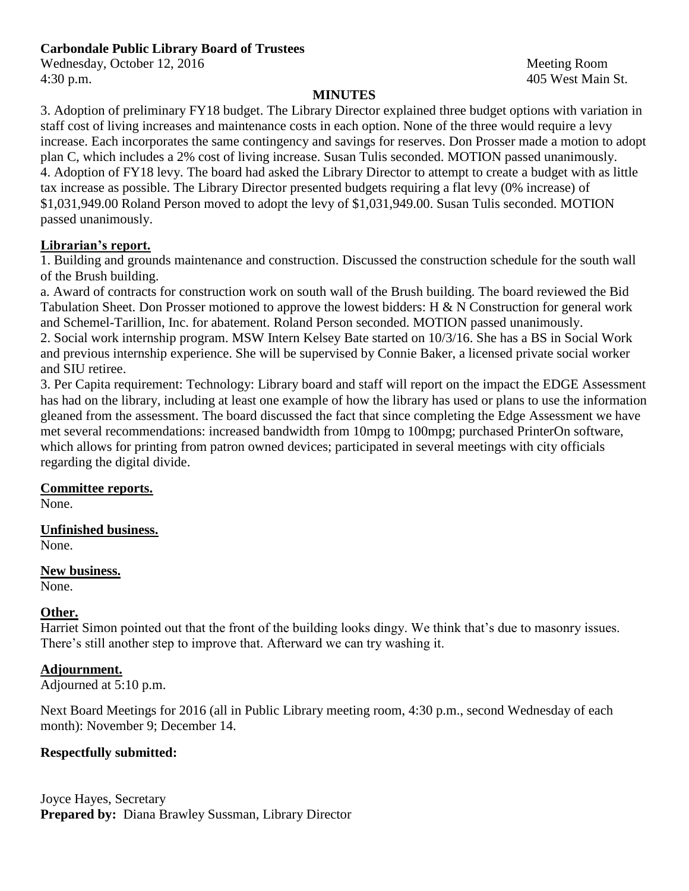**Carbondale Public Library Board of Trustees**

Wednesday, October 12, 2016 Meeting Room
4:30 p.m. 405 West Main St.

**MINUTES**

3. Adoption of preliminary FY18 budget. The Library Director explained three budget options with variation in staff cost of living increases and maintenance costs in each option. None of the three would require a levy increase. Each incorporates the same contingency and savings for reserves. Don Prosser made a motion to adopt plan C, which includes a 2% cost of living increase. Susan Tulis seconded. MOTION passed unanimously.
4. Adoption of FY18 levy. The board had asked the Library Director to attempt to create a budget with as little tax increase as possible. The Library Director presented budgets requiring a flat levy (0% increase) of $1,031,949.00 Roland Person moved to adopt the levy of $1,031,949.00. Susan Tulis seconded. MOTION passed unanimously.

**Librarian's report.**

1. Building and grounds maintenance and construction. Discussed the construction schedule for the south wall of the Brush building.
a. Award of contracts for construction work on south wall of the Brush building. The board reviewed the Bid Tabulation Sheet. Don Prosser motioned to approve the lowest bidders: H & N Construction for general work and Schemel-Tarillion, Inc. for abatement. Roland Person seconded. MOTION passed unanimously.
2. Social work internship program. MSW Intern Kelsey Bate started on 10/3/16. She has a BS in Social Work and previous internship experience. She will be supervised by Connie Baker, a licensed private social worker and SIU retiree.
3. Per Capita requirement: Technology: Library board and staff will report on the impact the EDGE Assessment has had on the library, including at least one example of how the library has used or plans to use the information gleaned from the assessment. The board discussed the fact that since completing the Edge Assessment we have met several recommendations: increased bandwidth from 10mpg to 100mpg; purchased PrinterOn software, which allows for printing from patron owned devices; participated in several meetings with city officials regarding the digital divide.

**Committee reports.**

None.

**Unfinished business.**

None.

**New business.**

None.

**Other.**

Harriet Simon pointed out that the front of the building looks dingy. We think that's due to masonry issues. There's still another step to improve that. Afterward we can try washing it.

**Adjournment.**

Adjourned at 5:10 p.m.

Next Board Meetings for 2016 (all in Public Library meeting room, 4:30 p.m., second Wednesday of each month): November 9; December 14.

**Respectfully submitted:**

Joyce Hayes, Secretary
**Prepared by:** Diana Brawley Sussman, Library Director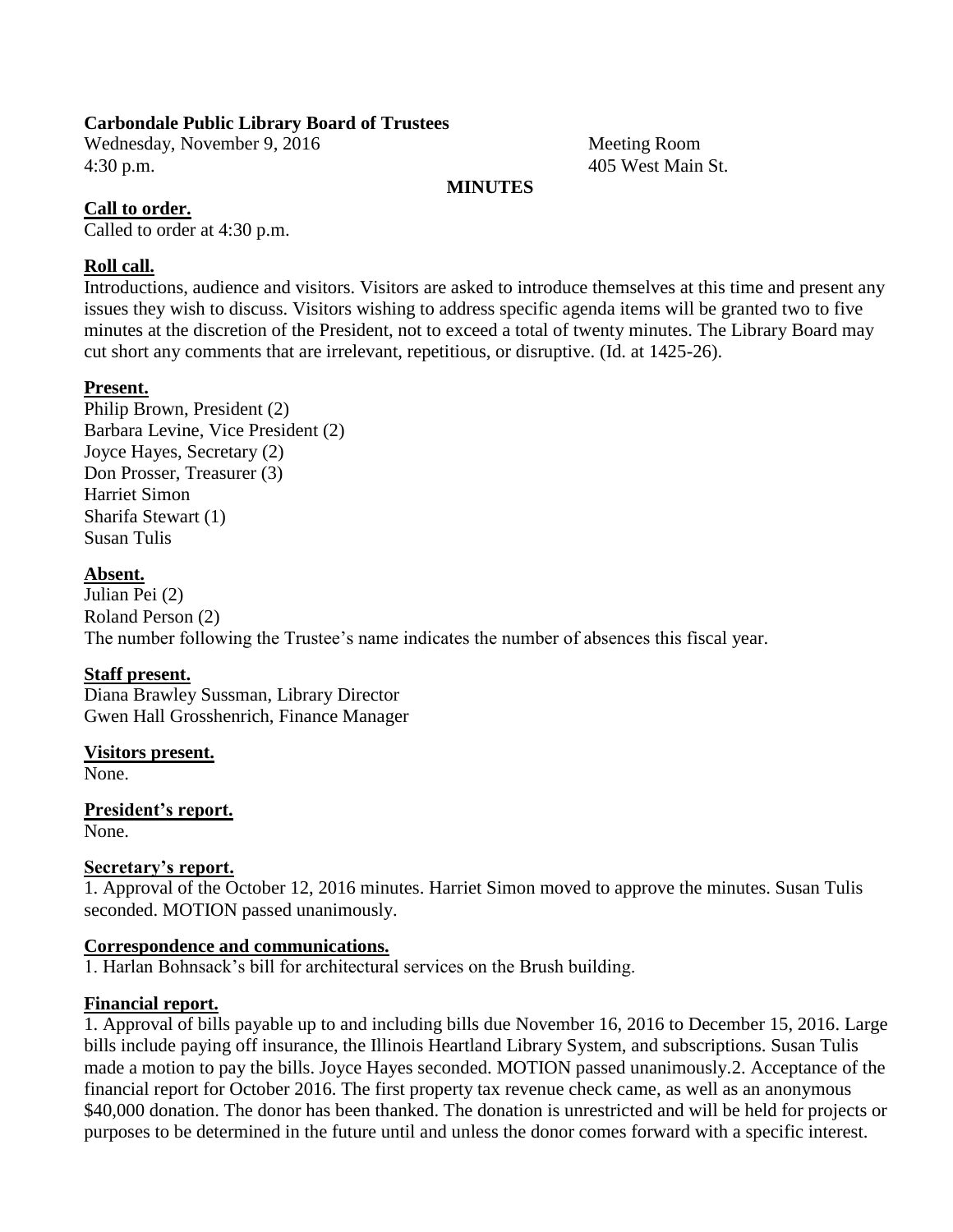**Carbondale Public Library Board of Trustees**

Wednesday, November 9, 2016 Meeting Room
4:30 p.m. 405 West Main St.

**MINUTES**

**Call to order.**

Called to order at 4:30 p.m.

**Roll call.**

Introductions, audience and visitors. Visitors are asked to introduce themselves at this time and present any issues they wish to discuss. Visitors wishing to address specific agenda items will be granted two to five minutes at the discretion of the President, not to exceed a total of twenty minutes. The Library Board may cut short any comments that are irrelevant, repetitious, or disruptive. (Id. at 1425-26).

**Present.**

Philip Brown, President (2)
Barbara Levine, Vice President (2)
Joyce Hayes, Secretary (2)
Don Prosser, Treasurer (3)
Harriet Simon
Sharifa Stewart (1)
Susan Tulis

**Absent.**

Julian Pei (2)
Roland Person (2)
The number following the Trustee's name indicates the number of absences this fiscal year.

**Staff present.**

Diana Brawley Sussman, Library Director
Gwen Hall Grosshenrich, Finance Manager

**Visitors present.**

None.

**President's report.**

None.

**Secretary's report.**

1. Approval of the October 12, 2016 minutes. Harriet Simon moved to approve the minutes. Susan Tulis seconded. MOTION passed unanimously.

**Correspondence and communications.**

1. Harlan Bohnsack's bill for architectural services on the Brush building.

**Financial report.**

1. Approval of bills payable up to and including bills due November 16, 2016 to December 15, 2016. Large bills include paying off insurance, the Illinois Heartland Library System, and subscriptions. Susan Tulis made a motion to pay the bills. Joyce Hayes seconded. MOTION passed unanimously.2. Acceptance of the financial report for October 2016. The first property tax revenue check came, as well as an anonymous $40,000 donation. The donor has been thanked. The donation is unrestricted and will be held for projects or purposes to be determined in the future until and unless the donor comes forward with a specific interest.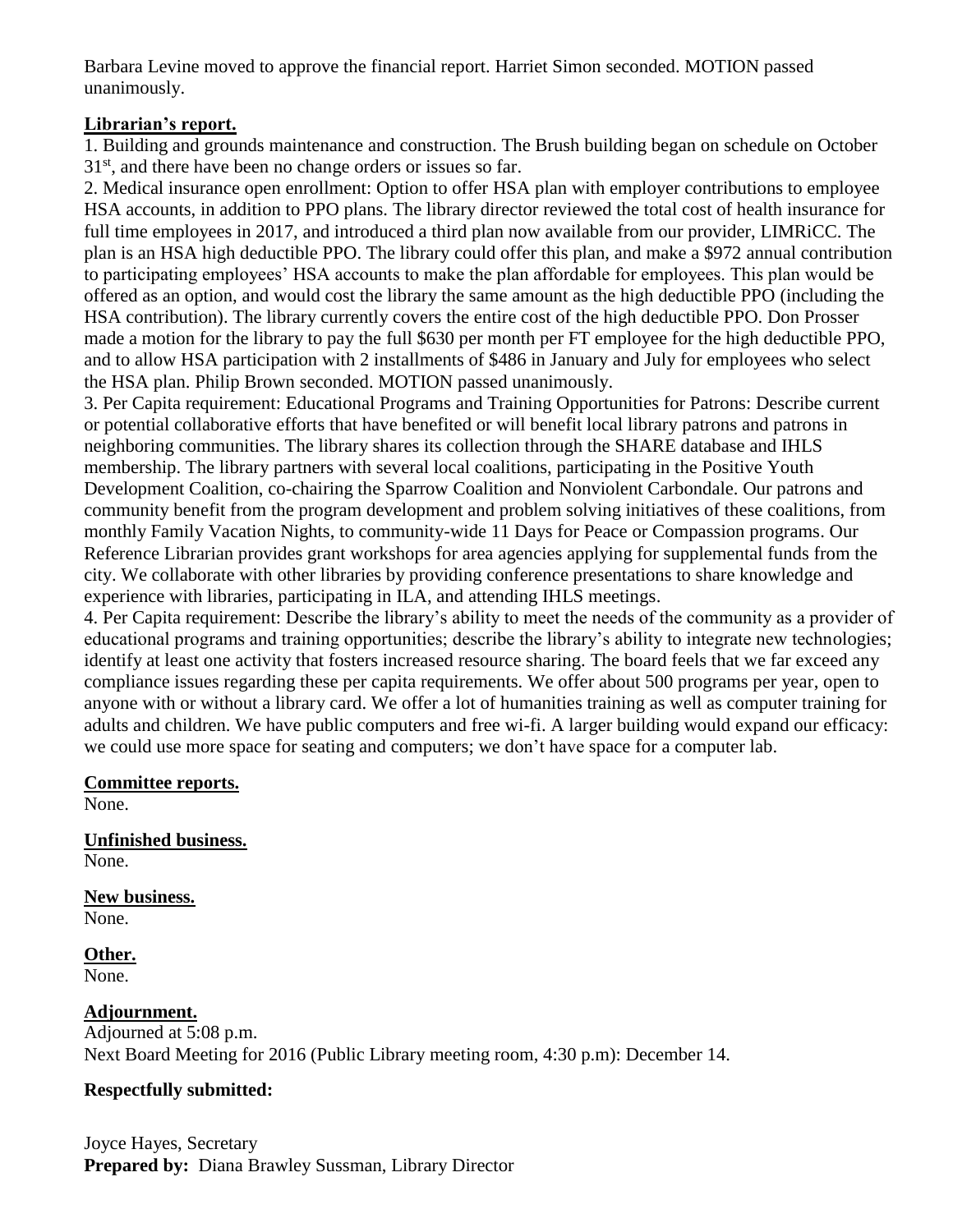Barbara Levine moved to approve the financial report. Harriet Simon seconded. MOTION passed unanimously.

**Librarian's report.**

1. Building and grounds maintenance and construction. The Brush building began on schedule on October 31st, and there have been no change orders or issues so far.
2. Medical insurance open enrollment: Option to offer HSA plan with employer contributions to employee HSA accounts, in addition to PPO plans. The library director reviewed the total cost of health insurance for full time employees in 2017, and introduced a third plan now available from our provider, LIMRiCC. The plan is an HSA high deductible PPO. The library could offer this plan, and make a $972 annual contribution to participating employees' HSA accounts to make the plan affordable for employees. This plan would be offered as an option, and would cost the library the same amount as the high deductible PPO (including the HSA contribution). The library currently covers the entire cost of the high deductible PPO. Don Prosser made a motion for the library to pay the full $630 per month per FT employee for the high deductible PPO, and to allow HSA participation with 2 installments of $486 in January and July for employees who select the HSA plan. Philip Brown seconded. MOTION passed unanimously.
3. Per Capita requirement: Educational Programs and Training Opportunities for Patrons: Describe current or potential collaborative efforts that have benefited or will benefit local library patrons and patrons in neighboring communities. The library shares its collection through the SHARE database and IHLS membership. The library partners with several local coalitions, participating in the Positive Youth Development Coalition, co-chairing the Sparrow Coalition and Nonviolent Carbondale. Our patrons and community benefit from the program development and problem solving initiatives of these coalitions, from monthly Family Vacation Nights, to community-wide 11 Days for Peace or Compassion programs. Our Reference Librarian provides grant workshops for area agencies applying for supplemental funds from the city. We collaborate with other libraries by providing conference presentations to share knowledge and experience with libraries, participating in ILA, and attending IHLS meetings.
4. Per Capita requirement: Describe the library's ability to meet the needs of the community as a provider of educational programs and training opportunities; describe the library's ability to integrate new technologies; identify at least one activity that fosters increased resource sharing. The board feels that we far exceed any compliance issues regarding these per capita requirements. We offer about 500 programs per year, open to anyone with or without a library card. We offer a lot of humanities training as well as computer training for adults and children. We have public computers and free wi-fi. A larger building would expand our efficacy: we could use more space for seating and computers; we don't have space for a computer lab.

**Committee reports.**
None.

**Unfinished business.**
None.

**New business.**
None.

**Other.**
None.

**Adjournment.**
Adjourned at 5:08 p.m.
Next Board Meeting for 2016 (Public Library meeting room, 4:30 p.m): December 14.

**Respectfully submitted:**

Joyce Hayes, Secretary
**Prepared by:** Diana Brawley Sussman, Library Director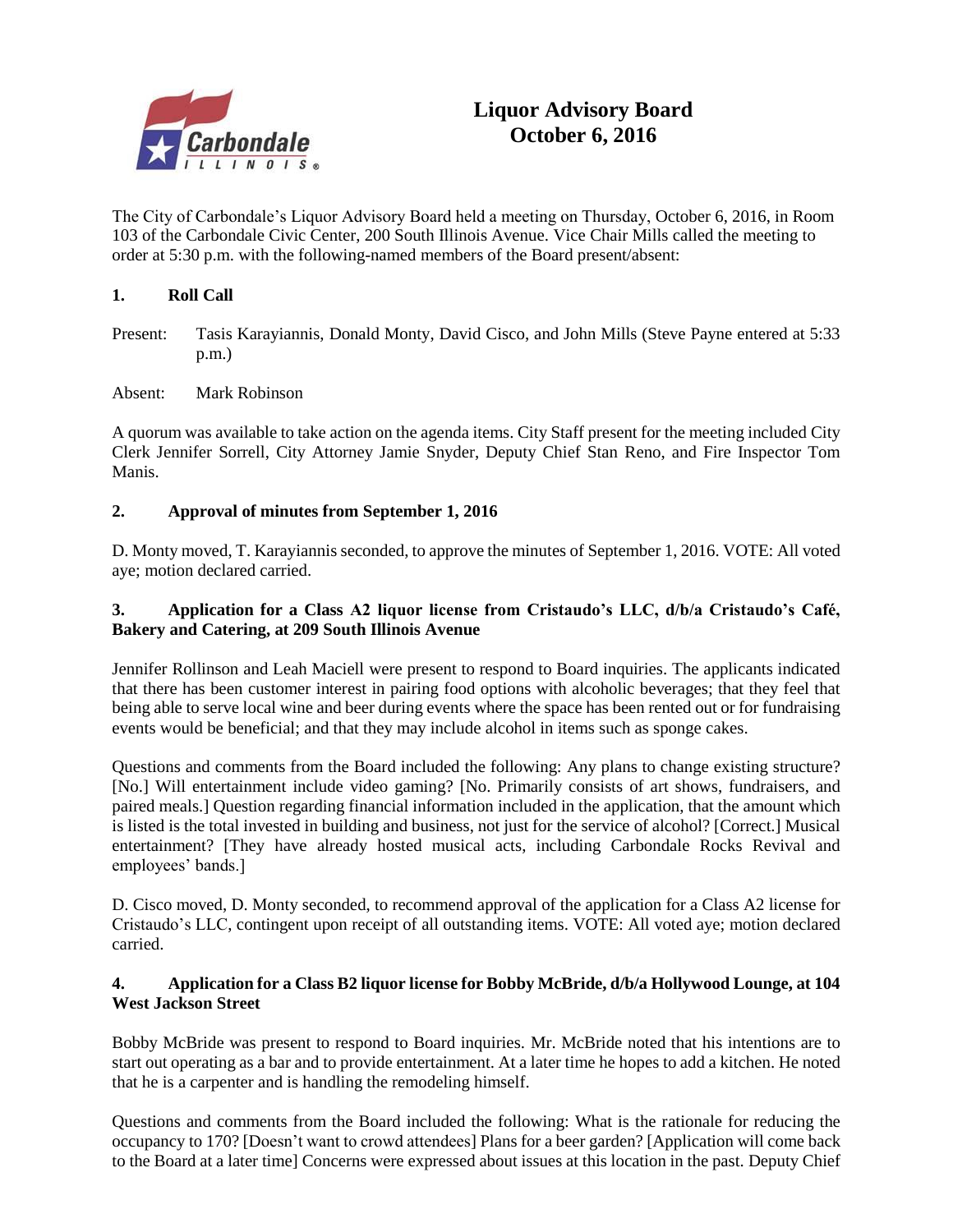# Liquor Advisory Board
# October 6, 2016

The City of Carbondale's Liquor Advisory Board held a meeting on Thursday, October 6, 2016, in Room 103 of the Carbondale Civic Center, 200 South Illinois Avenue. Vice Chair Mills called the meeting to order at 5:30 p.m. with the following-named members of the Board present/absent:

### 1. Roll Call

Present: Tasis Karayiannis, Donald Monty, David Cisco, and John Mills (Steve Payne entered at 5:33 p.m.)

Absent: Mark Robinson

A quorum was available to take action on the agenda items. City Staff present for the meeting included City Clerk Jennifer Sorrell, City Attorney Jamie Snyder, Deputy Chief Stan Reno, and Fire Inspector Tom Manis.

### 2. Approval of minutes from September 1, 2016

D. Monty moved, T. Karayiannis seconded, to approve the minutes of September 1, 2016. VOTE: All voted aye; motion declared carried.

### 3. Application for a Class A2 liquor license from Cristaudo's LLC, d/b/a Cristaudo's Café, Bakery and Catering, at 209 South Illinois Avenue

Jennifer Rollinson and Leah Maciell were present to respond to Board inquiries. The applicants indicated that there has been customer interest in pairing food options with alcoholic beverages; that they feel that being able to serve local wine and beer during events where the space has been rented out or for fundraising events would be beneficial; and that they may include alcohol in items such as sponge cakes.

Questions and comments from the Board included the following: Any plans to change existing structure? [No.] Will entertainment include video gaming? [No. Primarily consists of art shows, fundraisers, and paired meals.] Question regarding financial information included in the application, that the amount which is listed is the total invested in building and business, not just for the service of alcohol? [Correct.] Musical entertainment? [They have already hosted musical acts, including Carbondale Rocks Revival and employees' bands.]

D. Cisco moved, D. Monty seconded, to recommend approval of the application for a Class A2 license for Cristaudo's LLC, contingent upon receipt of all outstanding items. VOTE: All voted aye; motion declared carried.

### 4. Application for a Class B2 liquor license for Bobby McBride, d/b/a Hollywood Lounge, at 104 West Jackson Street

Bobby McBride was present to respond to Board inquiries. Mr. McBride noted that his intentions are to start out operating as a bar and to provide entertainment. At a later time he hopes to add a kitchen. He noted that he is a carpenter and is handling the remodeling himself.

Questions and comments from the Board included the following: What is the rationale for reducing the occupancy to 170? [Doesn't want to crowd attendees] Plans for a beer garden? [Application will come back to the Board at a later time] Concerns were expressed about issues at this location in the past. Deputy Chief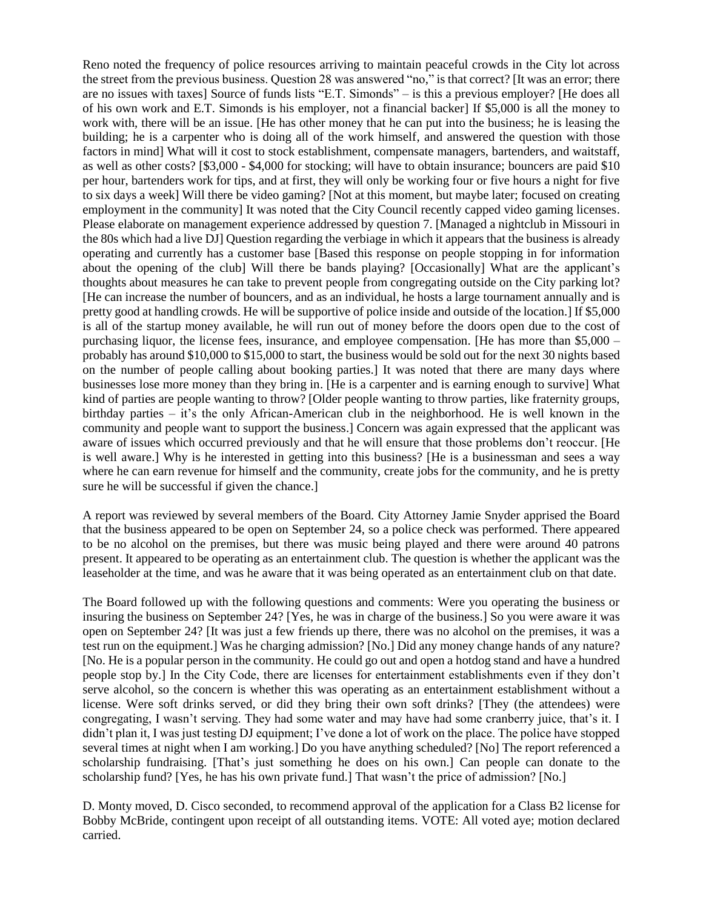Reno noted the frequency of police resources arriving to maintain peaceful crowds in the City lot across the street from the previous business. Question 28 was answered "no," is that correct? [It was an error; there are no issues with taxes] Source of funds lists "E.T. Simonds" – is this a previous employer? [He does all of his own work and E.T. Simonds is his employer, not a financial backer] If $5,000 is all the money to work with, there will be an issue. [He has other money that he can put into the business; he is leasing the building; he is a carpenter who is doing all of the work himself, and answered the question with those factors in mind] What will it cost to stock establishment, compensate managers, bartenders, and waitstaff, as well as other costs? [$3,000 - $4,000 for stocking; will have to obtain insurance; bouncers are paid $10 per hour, bartenders work for tips, and at first, they will only be working four or five hours a night for five to six days a week] Will there be video gaming? [Not at this moment, but maybe later; focused on creating employment in the community] It was noted that the City Council recently capped video gaming licenses. Please elaborate on management experience addressed by question 7. [Managed a nightclub in Missouri in the 80s which had a live DJ] Question regarding the verbiage in which it appears that the business is already operating and currently has a customer base [Based this response on people stopping in for information about the opening of the club] Will there be bands playing? [Occasionally] What are the applicant's thoughts about measures he can take to prevent people from congregating outside on the City parking lot? [He can increase the number of bouncers, and as an individual, he hosts a large tournament annually and is pretty good at handling crowds. He will be supportive of police inside and outside of the location.] If $5,000 is all of the startup money available, he will run out of money before the doors open due to the cost of purchasing liquor, the license fees, insurance, and employee compensation. [He has more than $5,000 – probably has around $10,000 to $15,000 to start, the business would be sold out for the next 30 nights based on the number of people calling about booking parties.] It was noted that there are many days where businesses lose more money than they bring in. [He is a carpenter and is earning enough to survive] What kind of parties are people wanting to throw? [Older people wanting to throw parties, like fraternity groups, birthday parties – it's the only African-American club in the neighborhood. He is well known in the community and people want to support the business.] Concern was again expressed that the applicant was aware of issues which occurred previously and that he will ensure that those problems don't reoccur. [He is well aware.] Why is he interested in getting into this business? [He is a businessman and sees a way where he can earn revenue for himself and the community, create jobs for the community, and he is pretty sure he will be successful if given the chance.]

A report was reviewed by several members of the Board. City Attorney Jamie Snyder apprised the Board that the business appeared to be open on September 24, so a police check was performed. There appeared to be no alcohol on the premises, but there was music being played and there were around 40 patrons present. It appeared to be operating as an entertainment club. The question is whether the applicant was the leaseholder at the time, and was he aware that it was being operated as an entertainment club on that date.

The Board followed up with the following questions and comments: Were you operating the business or insuring the business on September 24? [Yes, he was in charge of the business.] So you were aware it was open on September 24? [It was just a few friends up there, there was no alcohol on the premises, it was a test run on the equipment.] Was he charging admission? [No.] Did any money change hands of any nature? [No. He is a popular person in the community. He could go out and open a hotdog stand and have a hundred people stop by.] In the City Code, there are licenses for entertainment establishments even if they don't serve alcohol, so the concern is whether this was operating as an entertainment establishment without a license. Were soft drinks served, or did they bring their own soft drinks? [They (the attendees) were congregating, I wasn't serving. They had some water and may have had some cranberry juice, that's it. I didn't plan it, I was just testing DJ equipment; I've done a lot of work on the place. The police have stopped several times at night when I am working.] Do you have anything scheduled? [No] The report referenced a scholarship fundraising. [That's just something he does on his own.] Can people can donate to the scholarship fund? [Yes, he has his own private fund.] That wasn't the price of admission? [No.]

D. Monty moved, D. Cisco seconded, to recommend approval of the application for a Class B2 license for Bobby McBride, contingent upon receipt of all outstanding items. VOTE: All voted aye; motion declared carried.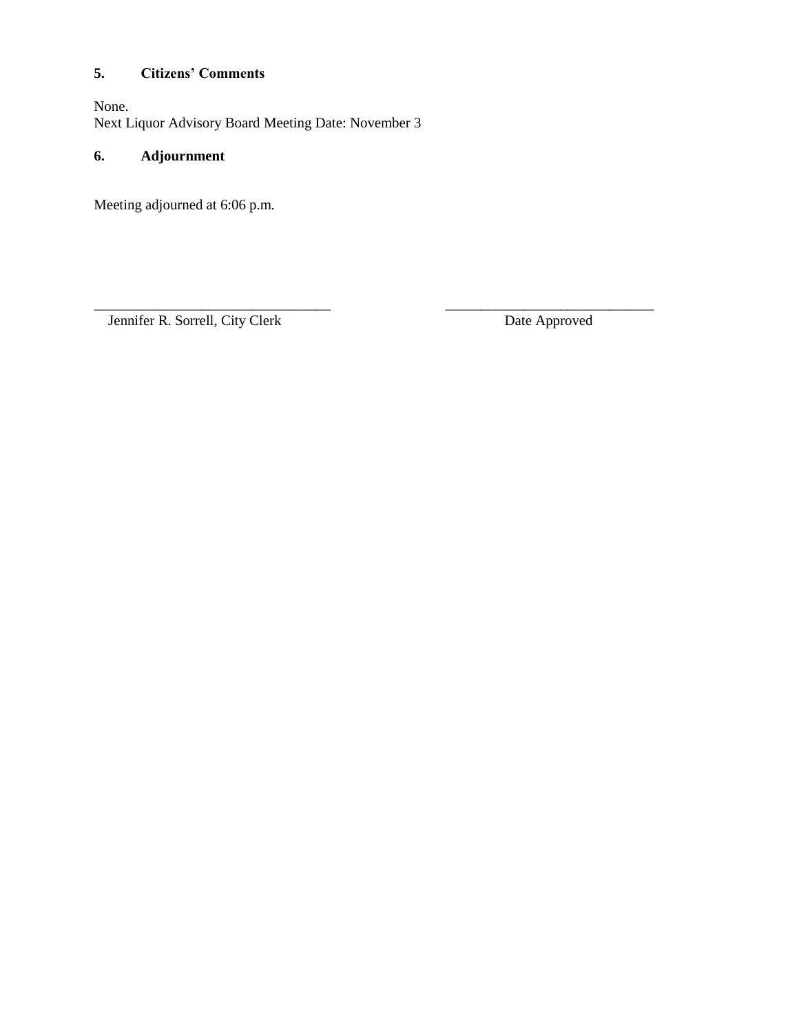### 5. Citizens' Comments

None.
Next Liquor Advisory Board Meeting Date: November 3

### 6. Adjournment

Meeting adjourned at 6:06 p.m.

\_\_\_\_\_\_\_\_\_\_\_\_\_\_\_\_\_\_\_\_\_\_\_\_\_\_\_\_\_\_\_\_\_\_ \_\_\_\_\_\_\_\_\_\_\_\_\_\_\_\_\_\_\_\_\_\_\_\_\_\_\_\_\_\_
Jennifer R. Sorrell, City Clerk Date Approved